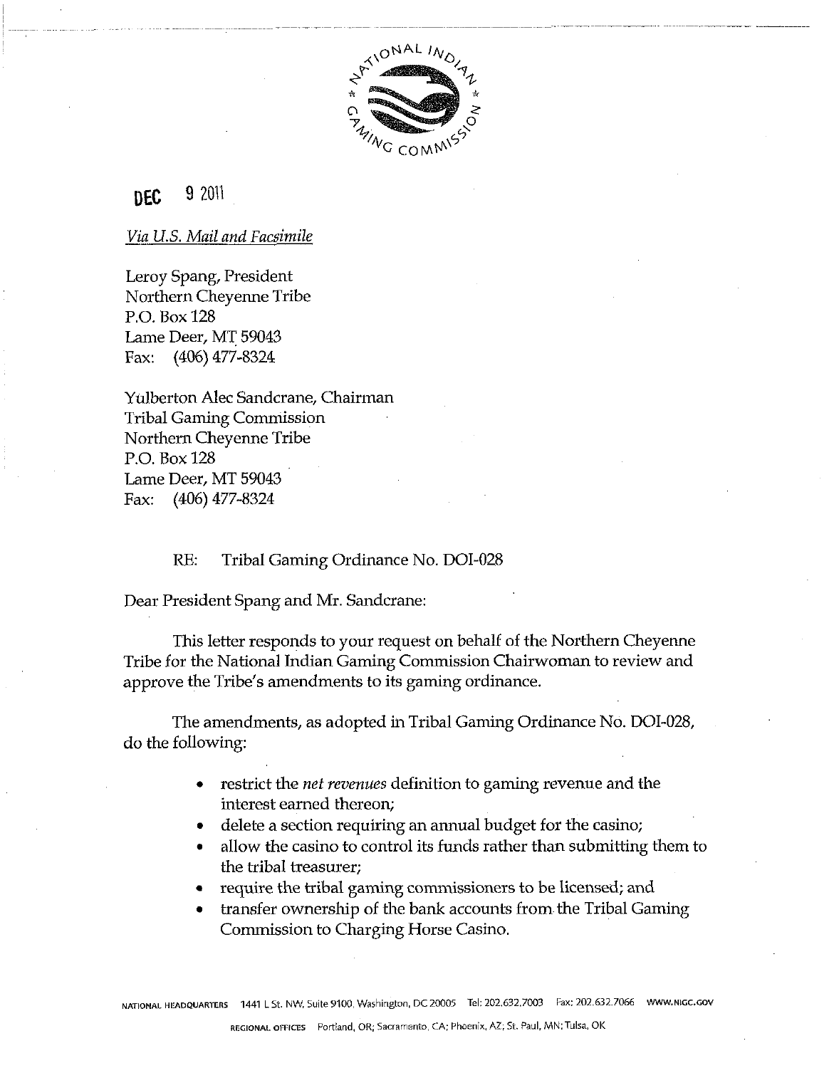DEC 9 2011

*Via U.S. Mail and Facsimile*

Leroy Spang, President
Northern Cheyenne Tribe
P.O. Box 128
Lame Deer, MT 59043
Fax: (406) 477-8324

Yulberton Alec Sandcrane, Chairman
Tribal Gaming Commission
Northern Cheyenne Tribe
P.O. Box 128
Lame Deer, MT 59043
Fax: (406) 477-8324

RE: Tribal Gaming Ordinance No. DOI-028

Dear President Spang and Mr. Sandcrane:

This letter responds to your request on behalf of the Northern Cheyenne Tribe for the National Indian Gaming Commission Chairwoman to review and approve the Tribe's amendments to its gaming ordinance.

The amendments, as adopted in Tribal Gaming Ordinance No. DOI-028, do the following:

- restrict the *net revenues* definition to gaming revenue and the interest earned thereon;
- delete a section requiring an annual budget for the casino;
- allow the casino to control its funds rather than submitting them to the tribal treasurer;
- require the tribal gaming commissioners to be licensed; and
- transfer ownership of the bank accounts from the Tribal Gaming Commission to Charging Horse Casino.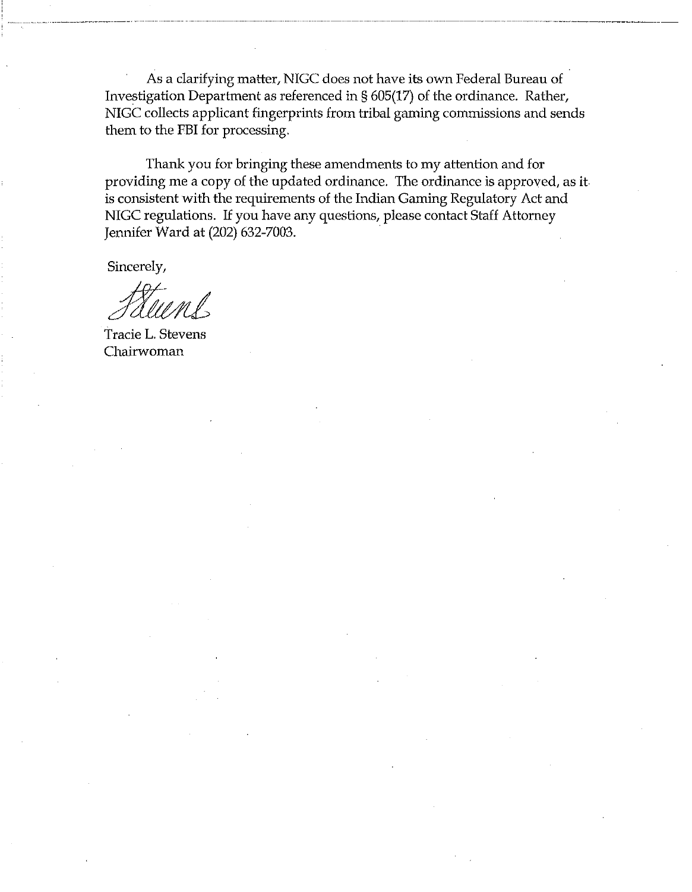As a clarifying matter, NIGC does not have its own Federal Bureau of Investigation Department as referenced in § 605(17) of the ordinance. Rather, NIGC collects applicant fingerprints from tribal gaming commissions and sends them to the FBI for processing.

Thank you for bringing these amendments to my attention and for providing me a copy of the updated ordinance. The ordinance is approved, as it is consistent with the requirements of the Indian Gaming Regulatory Act and NIGC regulations. If you have any questions, please contact Staff Attorney Jennifer Ward at (202) 632-7003.

Sincerely,

Tracie L. Stevens
Chairwoman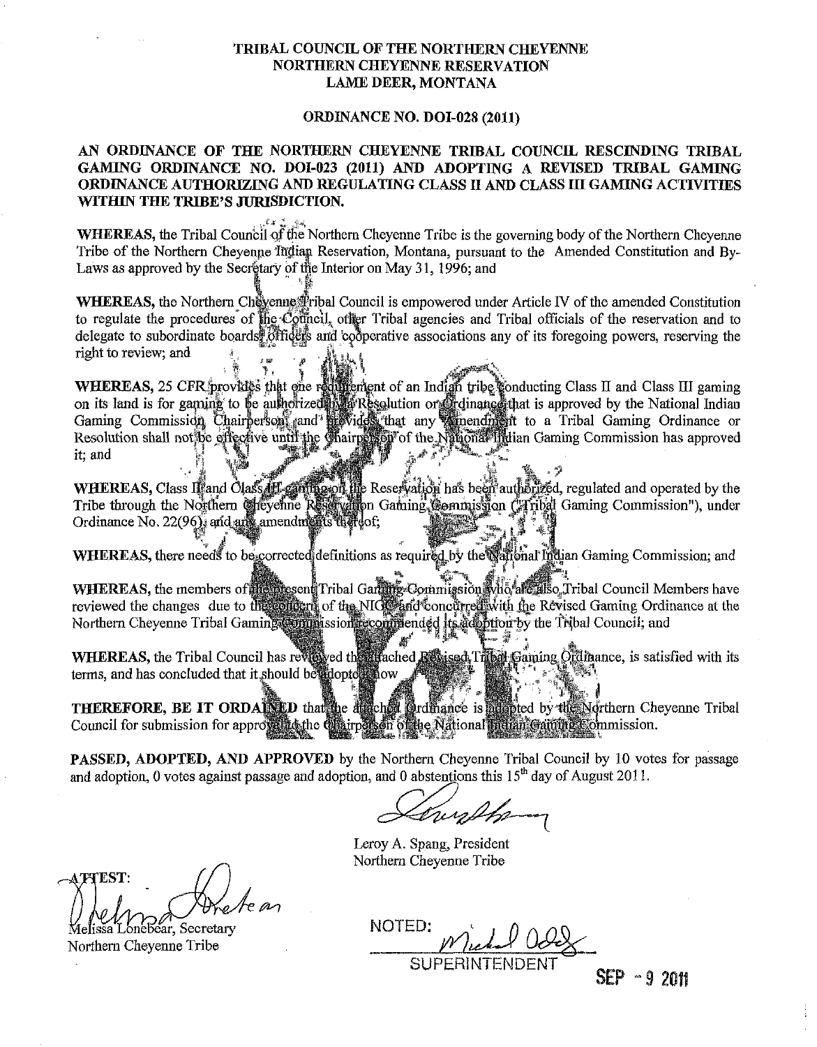**TRIBAL COUNCIL OF THE NORTHERN CHEYENNE**
**NORTHERN CHEYENNE RESERVATION**
**LAME DEER, MONTANA**

**ORDINANCE NO. DOI-028 (2011)**

**AN ORDINANCE OF THE NORTHERN CHEYENNE TRIBAL COUNCIL RESCINDING TRIBAL GAMING ORDINANCE NO. DOI-023 (2011) AND ADOPTING A REVISED TRIBAL GAMING ORDINANCE AUTHORIZING AND REGULATING CLASS II AND CLASS III GAMING ACTIVITIES WITHIN THE TRIBE'S JURISDICTION.**

**WHEREAS,** the Tribal Council of the Northern Cheyenne Tribe is the governing body of the Northern Cheyenne Tribe of the Northern Cheyenne Indian Reservation, Montana, pursuant to the Amended Constitution and By-Laws as approved by the Secretary of the Interior on May 31, 1996; and

**WHEREAS,** the Northern Cheyenne Tribal Council is empowered under Article IV of the amended Constitution to regulate the procedures of the Council, other Tribal agencies and Tribal officials of the reservation and to delegate to subordinate boards, officers and cooperative associations any of its foregoing powers, reserving the right to review; and

**WHEREAS,** 25 CFR provides that one requirement of an Indian tribe conducting Class II and Class III gaming on its land is for gaming to be authorized by a Resolution or Ordinance that is approved by the National Indian Gaming Commission Chairperson and provides that any Amendment to a Tribal Gaming Ordinance or Resolution shall not be effective until the Chairperson of the National Indian Gaming Commission has approved it; and

**WHEREAS,** Class II and Class III gaming on the Reservation has been authorized, regulated and operated by the Tribe through the Northern Cheyenne Reservation Gaming Commission ("Tribal Gaming Commission"), under Ordinance No. 22(96), and any amendments thereof;

**WHEREAS,** there needs to be corrected definitions as required by the National Indian Gaming Commission; and

**WHEREAS,** the members of the present Tribal Gaming Commission who are also Tribal Council Members have reviewed the changes due to the concern of the NIGC and concurred with the Revised Gaming Ordinance at the Northern Cheyenne Tribal Gaming Commission recommended its adoption by the Tribal Council; and

**WHEREAS,** the Tribal Council has reviewed the attached Revised Tribal Gaming Ordinance, is satisfied with its terms, and has concluded that it should be adopted now

**THEREFORE, BE IT ORDAINED** that the attached Ordinance is adopted by the Northern Cheyenne Tribal Council for submission for approval to the Chairperson of the National Indian Gaming Commission.

**PASSED, ADOPTED, AND APPROVED** by the Northern Cheyenne Tribal Council by 10 votes for passage and adoption, 0 votes against passage and adoption, and 0 abstentions this 15th day of August 2011.

Leroy A. Spang, President
Northern Cheyenne Tribe

ATTEST:

Melissa Lonebear, Secretary
Northern Cheyenne Tribe

NOTED:
SUPERINTENDENT

SEP - 9 2011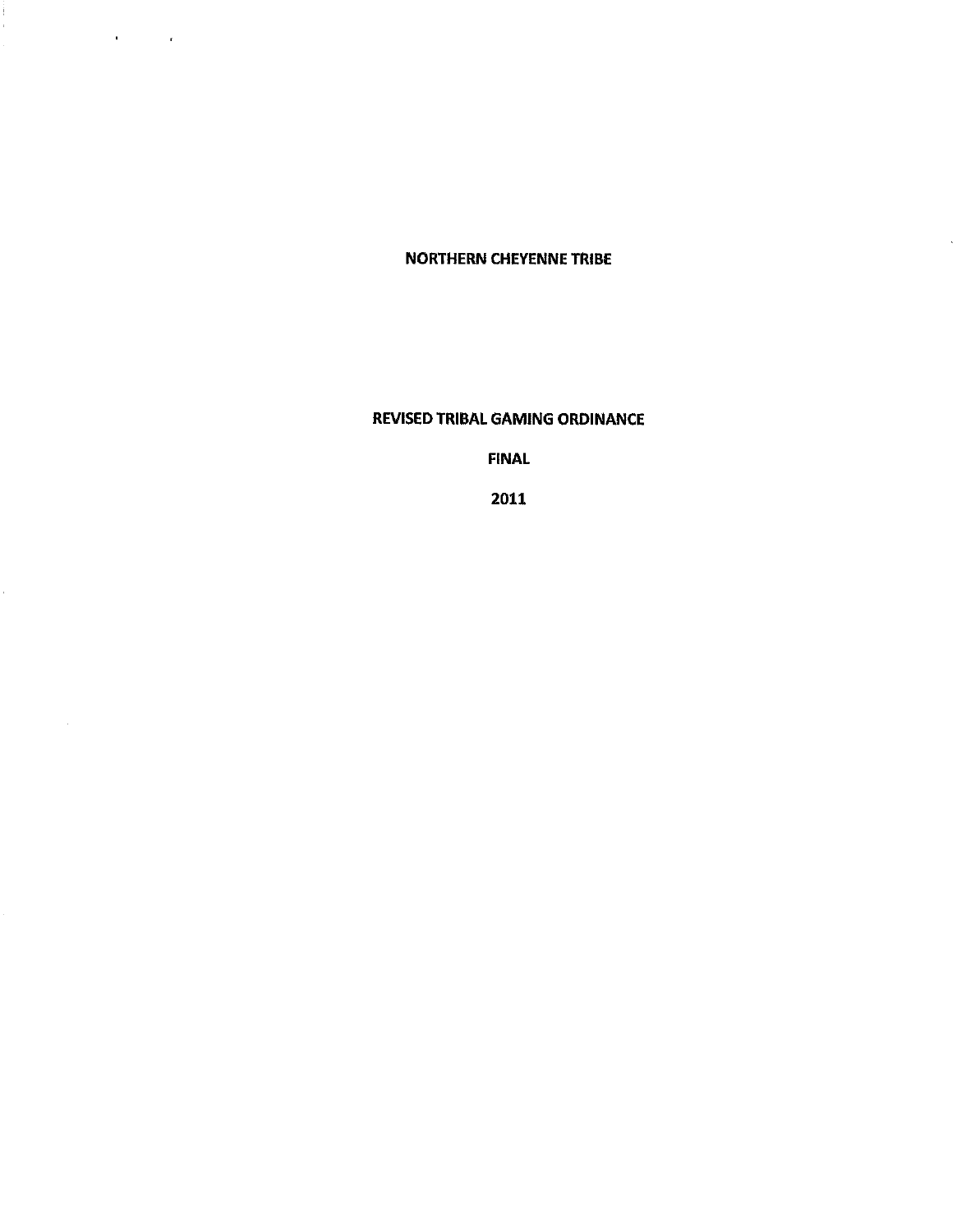# NORTHERN CHEYENNE TRIBE

## REVISED TRIBAL GAMING ORDINANCE

## FINAL

## 2011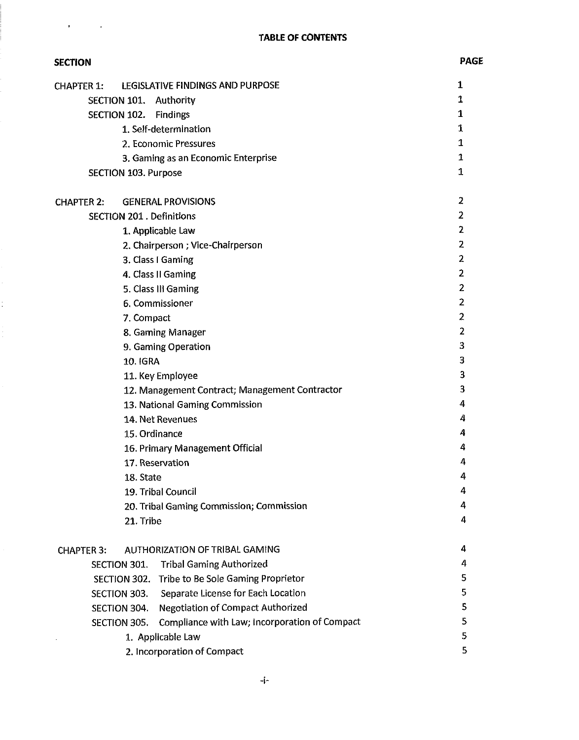**TABLE OF CONTENTS**

| SECTION | PAGE |
|---|---|
| CHAPTER 1: LEGISLATIVE FINDINGS AND PURPOSE | 1 |
| SECTION 101. Authority | 1 |
| SECTION 102. Findings | 1 |
| 1. Self-determination | 1 |
| 2. Economic Pressures | 1 |
| 3. Gaming as an Economic Enterprise | 1 |
| SECTION 103. Purpose | 1 |
| CHAPTER 2: GENERAL PROVISIONS | 2 |
| SECTION 201 . Definitions | 2 |
| 1. Applicable Law | 2 |
| 2. Chairperson ; Vice-Chairperson | 2 |
| 3. Class I Gaming | 2 |
| 4. Class II Gaming | 2 |
| 5. Class III Gaming | 2 |
| 6. Commissioner | 2 |
| 7. Compact | 2 |
| 8. Gaming Manager | 2 |
| 9. Gaming Operation | 3 |
| 10. IGRA | 3 |
| 11. Key Employee | 3 |
| 12. Management Contract; Management Contractor | 3 |
| 13. National Gaming Commission | 4 |
| 14. Net Revenues | 4 |
| 15. Ordinance | 4 |
| 16. Primary Management Official | 4 |
| 17. Reservation | 4 |
| 18. State | 4 |
| 19. Tribal Council | 4 |
| 20. Tribal Gaming Commission; Commission | 4 |
| 21. Tribe | 4 |
| CHAPTER 3: AUTHORIZATION OF TRIBAL GAMING | 4 |
| SECTION 301. Tribal Gaming Authorized | 4 |
| SECTION 302. Tribe to Be Sole Gaming Proprietor | 5 |
| SECTION 303. Separate License for Each Location | 5 |
| SECTION 304. Negotiation of Compact Authorized | 5 |
| SECTION 305. Compliance with Law; Incorporation of Compact | 5 |
| 1. Applicable Law | 5 |
| 2. Incorporation of Compact | 5 |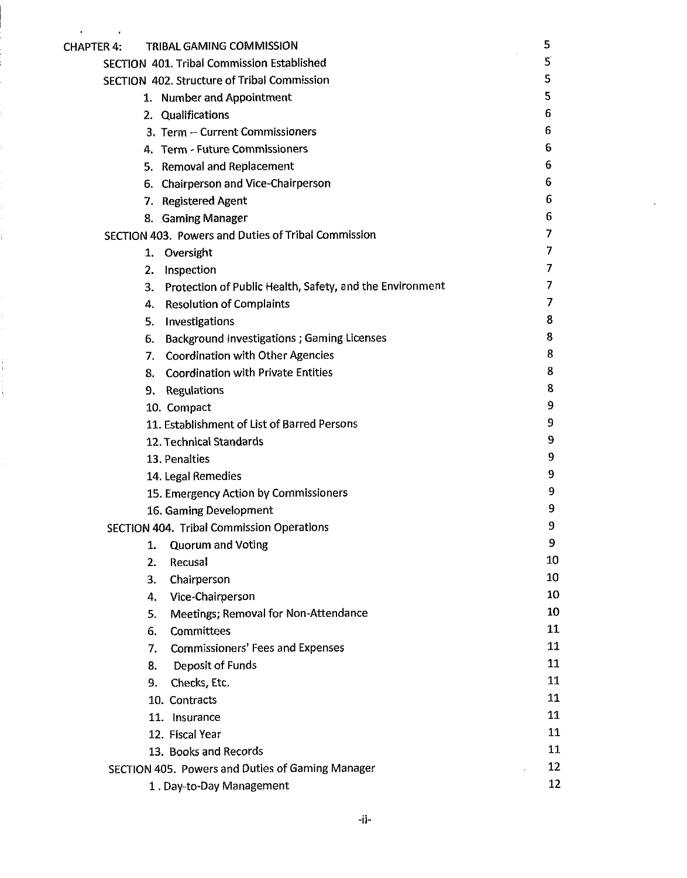| | |
|---|---|
| CHAPTER 4: TRIBAL GAMING COMMISSION | 5 |
| SECTION 401. Tribal Commission Established | 5 |
| SECTION 402. Structure of Tribal Commission | 5 |
| 1. Number and Appointment | 5 |
| 2. Qualifications | 6 |
| 3. Term -- Current Commissioners | 6 |
| 4. Term - Future Commissioners | 6 |
| 5. Removal and Replacement | 6 |
| 6. Chairperson and Vice-Chairperson | 6 |
| 7. Registered Agent | 6 |
| 8. Gaming Manager | 6 |
| SECTION 403. Powers and Duties of Tribal Commission | 7 |
| 1. Oversight | 7 |
| 2. Inspection | 7 |
| 3. Protection of Public Health, Safety, and the Environment | 7 |
| 4. Resolution of Complaints | 7 |
| 5. Investigations | 8 |
| 6. Background Investigations ; Gaming Licenses | 8 |
| 7. Coordination with Other Agencies | 8 |
| 8. Coordination with Private Entities | 8 |
| 9. Regulations | 8 |
| 10. Compact | 9 |
| 11. Establishment of List of Barred Persons | 9 |
| 12. Technical Standards | 9 |
| 13. Penalties | 9 |
| 14. Legal Remedies | 9 |
| 15. Emergency Action by Commissioners | 9 |
| 16. Gaming Development | 9 |
| SECTION 404. Tribal Commission Operations | 9 |
| 1. Quorum and Voting | 9 |
| 2. Recusal | 10 |
| 3. Chairperson | 10 |
| 4. Vice-Chairperson | 10 |
| 5. Meetings; Removal for Non-Attendance | 10 |
| 6. Committees | 11 |
| 7. Commissioners' Fees and Expenses | 11 |
| 8. Deposit of Funds | 11 |
| 9. Checks, Etc. | 11 |
| 10. Contracts | 11 |
| 11. Insurance | 11 |
| 12. Fiscal Year | 11 |
| 13. Books and Records | 11 |
| SECTION 405. Powers and Duties of Gaming Manager | 12 |
| 1. Day-to-Day Management | 12 |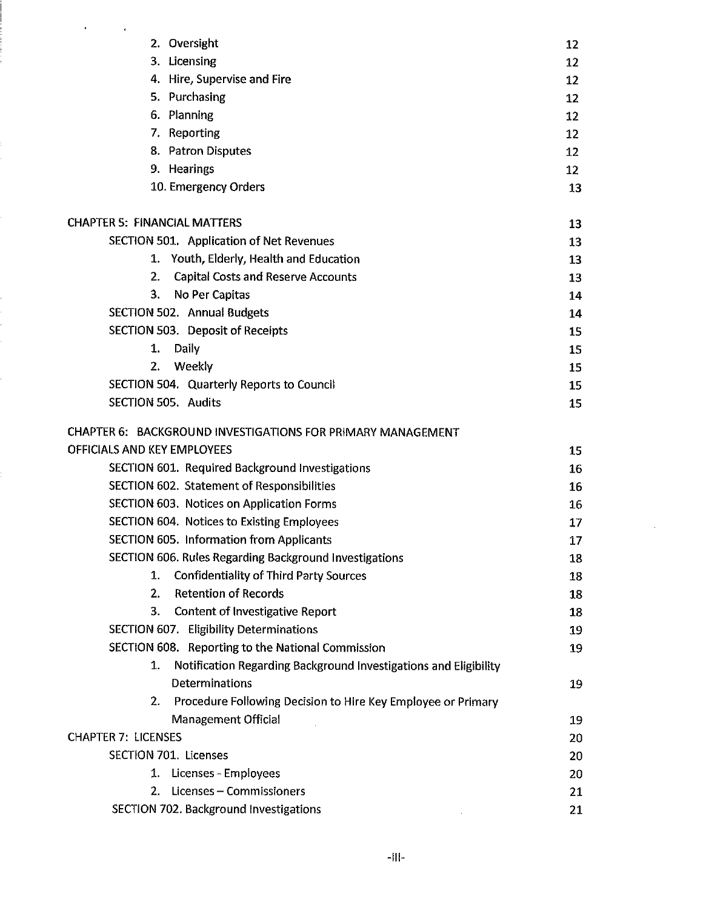| | |
|---|---|
| 2. Oversight | 12 |
| 3. Licensing | 12 |
| 4. Hire, Supervise and Fire | 12 |
| 5. Purchasing | 12 |
| 6. Planning | 12 |
| 7. Reporting | 12 |
| 8. Patron Disputes | 12 |
| 9. Hearings | 12 |
| 10. Emergency Orders | 13 |
| CHAPTER 5: FINANCIAL MATTERS | 13 |
| SECTION 501. Application of Net Revenues | 13 |
| 1. Youth, Elderly, Health and Education | 13 |
| 2. Capital Costs and Reserve Accounts | 13 |
| 3. No Per Capitas | 14 |
| SECTION 502. Annual Budgets | 14 |
| SECTION 503. Deposit of Receipts | 15 |
| 1. Daily | 15 |
| 2. Weekly | 15 |
| SECTION 504. Quarterly Reports to Council | 15 |
| SECTION 505. Audits | 15 |
| CHAPTER 6: BACKGROUND INVESTIGATIONS FOR PRIMARY MANAGEMENT OFFICIALS AND KEY EMPLOYEES | 15 |
| SECTION 601. Required Background Investigations | 16 |
| SECTION 602. Statement of Responsibilities | 16 |
| SECTION 603. Notices on Application Forms | 16 |
| SECTION 604. Notices to Existing Employees | 17 |
| SECTION 605. Information from Applicants | 17 |
| SECTION 606. Rules Regarding Background Investigations | 18 |
| 1. Confidentiality of Third Party Sources | 18 |
| 2. Retention of Records | 18 |
| 3. Content of Investigative Report | 18 |
| SECTION 607. Eligibility Determinations | 19 |
| SECTION 608. Reporting to the National Commission | 19 |
| 1. Notification Regarding Background Investigations and Eligibility Determinations | 19 |
| 2. Procedure Following Decision to Hire Key Employee or Primary Management Official | 19 |
| CHAPTER 7: LICENSES | 20 |
| SECTION 701. Licenses | 20 |
| 1. Licenses - Employees | 20 |
| 2. Licenses – Commissioners | 21 |
| SECTION 702. Background Investigations | 21 |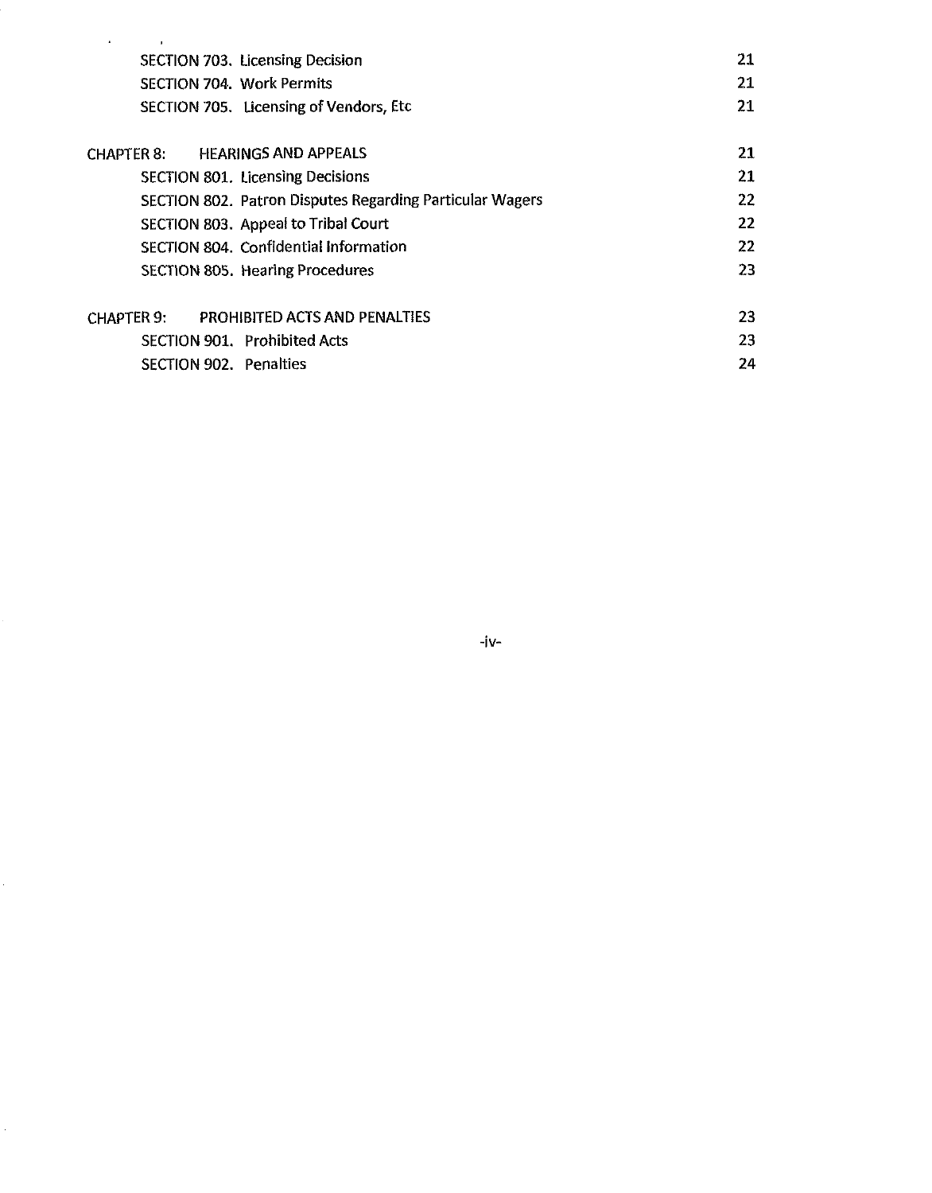| | |
|---|---|
| SECTION 703. Licensing Decision | 21 |
| SECTION 704. Work Permits | 21 |
| SECTION 705. Licensing of Vendors, Etc | 21 |
| | |
| CHAPTER 8: HEARINGS AND APPEALS | 21 |
| SECTION 801. Licensing Decisions | 21 |
| SECTION 802. Patron Disputes Regarding Particular Wagers | 22 |
| SECTION 803. Appeal to Tribal Court | 22 |
| SECTION 804. Confidential Information | 22 |
| SECTION 805. Hearing Procedures | 23 |
| | |
| CHAPTER 9: PROHIBITED ACTS AND PENALTIES | 23 |
| SECTION 901. Prohibited Acts | 23 |
| SECTION 902. Penalties | 24 |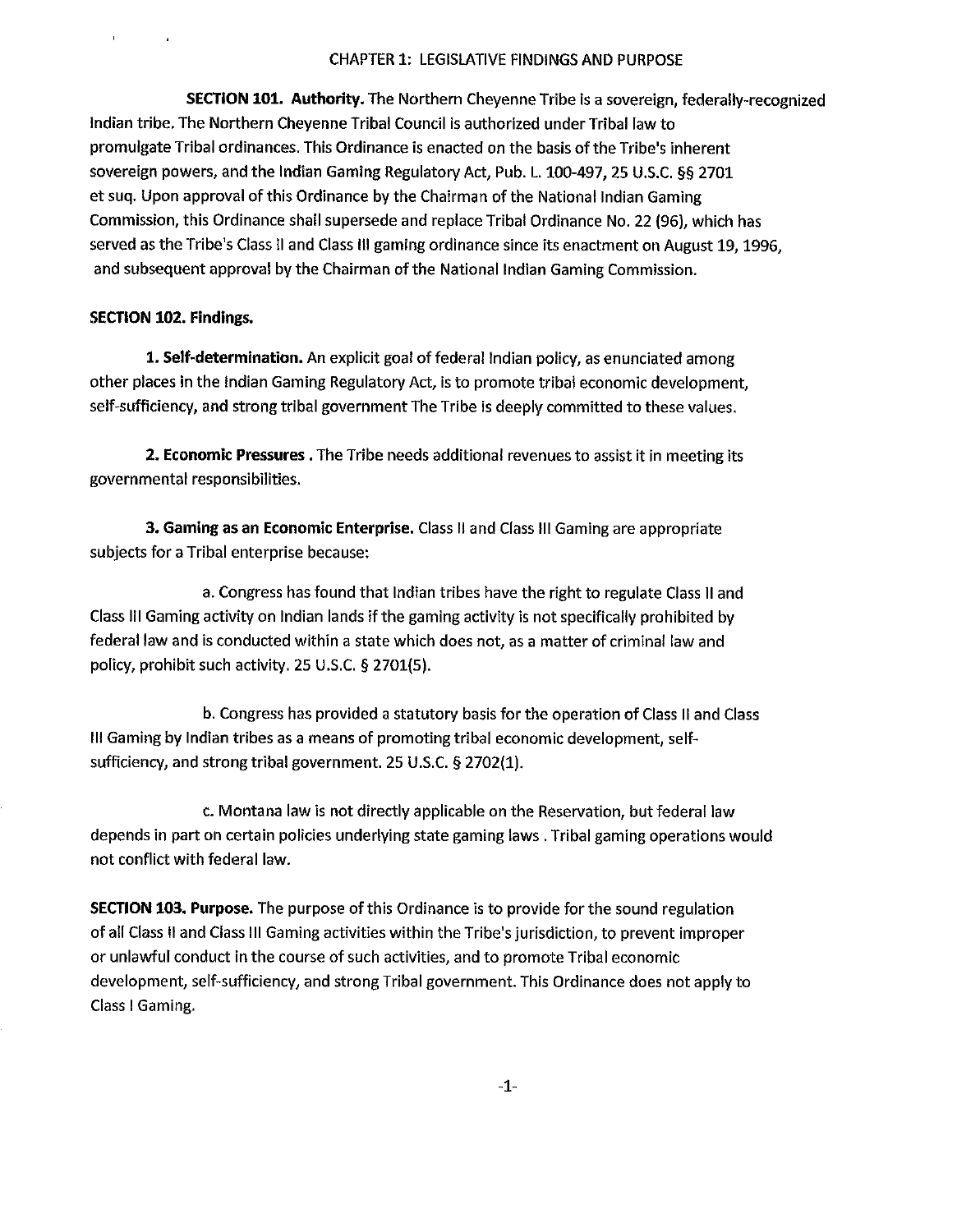## CHAPTER 1: LEGISLATIVE FINDINGS AND PURPOSE

**SECTION 101. Authority.** The Northern Cheyenne Tribe is a sovereign, federally-recognized Indian tribe. The Northern Cheyenne Tribal Council is authorized under Tribal law to promulgate Tribal ordinances. This Ordinance is enacted on the basis of the Tribe's inherent sovereign powers, and the Indian Gaming Regulatory Act, Pub. L. 100-497, 25 U.S.C. §§ 2701 et suq. Upon approval of this Ordinance by the Chairman of the National Indian Gaming Commission, this Ordinance shall supersede and replace Tribal Ordinance No. 22 (96), which has served as the Tribe's Class II and Class III gaming ordinance since its enactment on August 19, 1996, and subsequent approval by the Chairman of the National Indian Gaming Commission.

**SECTION 102. Findings.**

**1. Self-determination.** An explicit goal of federal Indian policy, as enunciated among other places in the Indian Gaming Regulatory Act, is to promote tribal economic development, self-sufficiency, and strong tribal government The Tribe is deeply committed to these values.

**2. Economic Pressures .** The Tribe needs additional revenues to assist it in meeting its governmental responsibilities.

**3. Gaming as an Economic Enterprise.** Class II and Class III Gaming are appropriate subjects for a Tribal enterprise because:

a. Congress has found that Indian tribes have the right to regulate Class II and Class III Gaming activity on Indian lands if the gaming activity is not specifically prohibited by federal law and is conducted within a state which does not, as a matter of criminal law and policy, prohibit such activity. 25 U.S.C. § 2701(5).

b. Congress has provided a statutory basis for the operation of Class II and Class III Gaming by Indian tribes as a means of promoting tribal economic development, self-sufficiency, and strong tribal government. 25 U.S.C. § 2702(1).

c. Montana law is not directly applicable on the Reservation, but federal law depends in part on certain policies underlying state gaming laws . Tribal gaming operations would not conflict with federal law.

**SECTION 103. Purpose.** The purpose of this Ordinance is to provide for the sound regulation of all Class II and Class III Gaming activities within the Tribe's jurisdiction, to prevent improper or unlawful conduct in the course of such activities, and to promote Tribal economic development, self-sufficiency, and strong Tribal government. This Ordinance does not apply to Class I Gaming.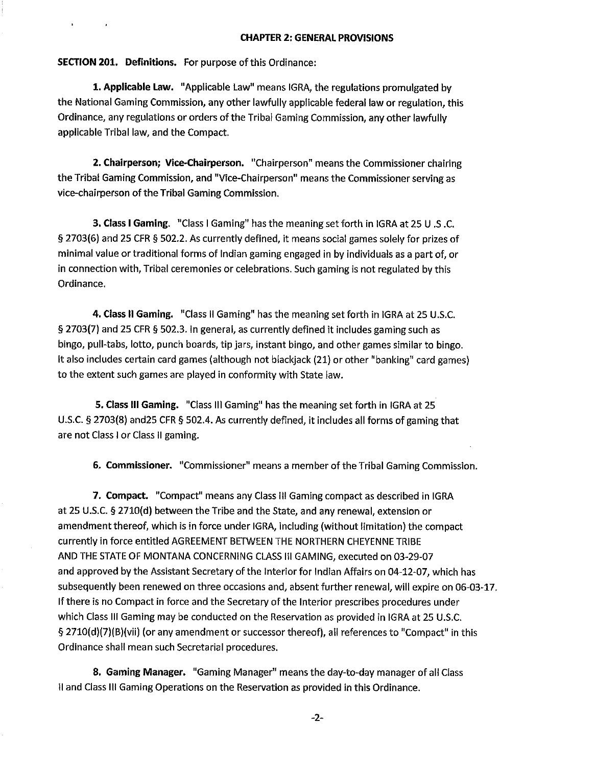## CHAPTER 2: GENERAL PROVISIONS

**SECTION 201. Definitions.** For purpose of this Ordinance:

**1. Applicable Law.** "Applicable Law" means IGRA, the regulations promulgated by the National Gaming Commission, any other lawfully applicable federal law or regulation, this Ordinance, any regulations or orders of the Tribal Gaming Commission, any other lawfully applicable Tribal law, and the Compact.

**2. Chairperson; Vice-Chairperson.** "Chairperson" means the Commissioner chairing the Tribal Gaming Commission, and "Vice-Chairperson" means the Commissioner serving as vice-chairperson of the Tribal Gaming Commission.

**3. Class I Gaming.** "Class I Gaming" has the meaning set forth in IGRA at 25 U .S .C. § 2703(6) and 25 CFR § 502.2. As currently defined, it means social games solely for prizes of minimal value or traditional forms of Indian gaming engaged in by individuals as a part of, or in connection with, Tribal ceremonies or celebrations. Such gaming is not regulated by this Ordinance.

**4. Class II Gaming.** "Class II Gaming" has the meaning set forth in IGRA at 25 U.S.C. § 2703(7) and 25 CFR § 502.3. In general, as currently defined it includes gaming such as bingo, pull-tabs, lotto, punch boards, tip jars, instant bingo, and other games similar to bingo. It also includes certain card games (although not blackjack (21) or other "banking" card games) to the extent such games are played in conformity with State law.

**5. Class III Gaming.** "Class III Gaming" has the meaning set forth in IGRA at 25 U.S.C. § 2703(8) and25 CFR § 502.4. As currently defined, it includes all forms of gaming that are not Class I or Class II gaming.

**6. Commissioner.** "Commissioner" means a member of the Tribal Gaming Commission.

**7. Compact.** "Compact" means any Class III Gaming compact as described in IGRA at 25 U.S.C. § 2710(d) between the Tribe and the State, and any renewal, extension or amendment thereof, which is in force under IGRA, including (without limitation) the compact currently in force entitled AGREEMENT BETWEEN THE NORTHERN CHEYENNE TRIBE AND THE STATE OF MONTANA CONCERNING CLASS III GAMING, executed on 03-29-07 and approved by the Assistant Secretary of the Interior for Indian Affairs on 04-12-07, which has subsequently been renewed on three occasions and, absent further renewal, will expire on 06-03-17. If there is no Compact in force and the Secretary of the Interior prescribes procedures under which Class III Gaming may be conducted on the Reservation as provided in IGRA at 25 U.S.C. § 2710(d)(7)(B)(vii) (or any amendment or successor thereof), all references to "Compact" in this Ordinance shall mean such Secretarial procedures.

**8. Gaming Manager.** "Gaming Manager" means the day-to-day manager of all Class II and Class III Gaming Operations on the Reservation as provided in this Ordinance.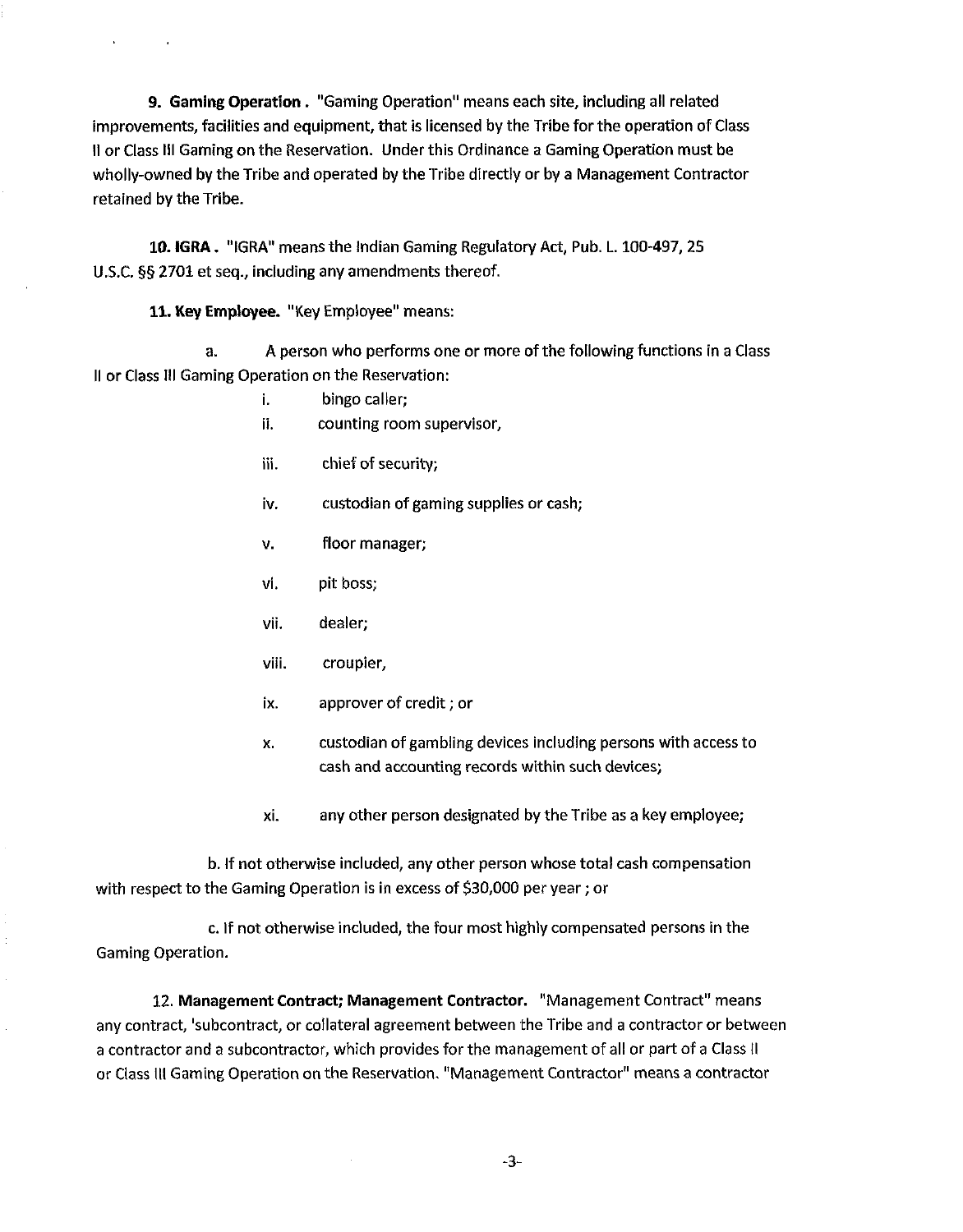**9. Gaming Operation**. "Gaming Operation" means each site, including all related improvements, facilities and equipment, that is licensed by the Tribe for the operation of Class II or Class III Gaming on the Reservation. Under this Ordinance a Gaming Operation must be wholly-owned by the Tribe and operated by the Tribe directly or by a Management Contractor retained by the Tribe.

**10. IGRA**. "IGRA" means the Indian Gaming Regulatory Act, Pub. L. 100-497, 25 U.S.C. §§ 2701 et seq., including any amendments thereof.

**11. Key Employee.** "Key Employee" means:

a. A person who performs one or more of the following functions in a Class II or Class III Gaming Operation on the Reservation:

i. bingo caller;

ii. counting room supervisor,

iii. chief of security;

iv. custodian of gaming supplies or cash;

v. floor manager;

vi. pit boss;

vii. dealer;

viii. croupier,

ix. approver of credit ; or

x. custodian of gambling devices including persons with access to cash and accounting records within such devices;

xi. any other person designated by the Tribe as a key employee;

b. If not otherwise included, any other person whose total cash compensation with respect to the Gaming Operation is in excess of $30,000 per year ; or

c. If not otherwise included, the four most highly compensated persons in the Gaming Operation.

12. **Management Contract; Management Contractor.** "Management Contract" means any contract, 'subcontract, or collateral agreement between the Tribe and a contractor or between a contractor and a subcontractor, which provides for the management of all or part of a Class II or Class III Gaming Operation on the Reservation. "Management Contractor" means a contractor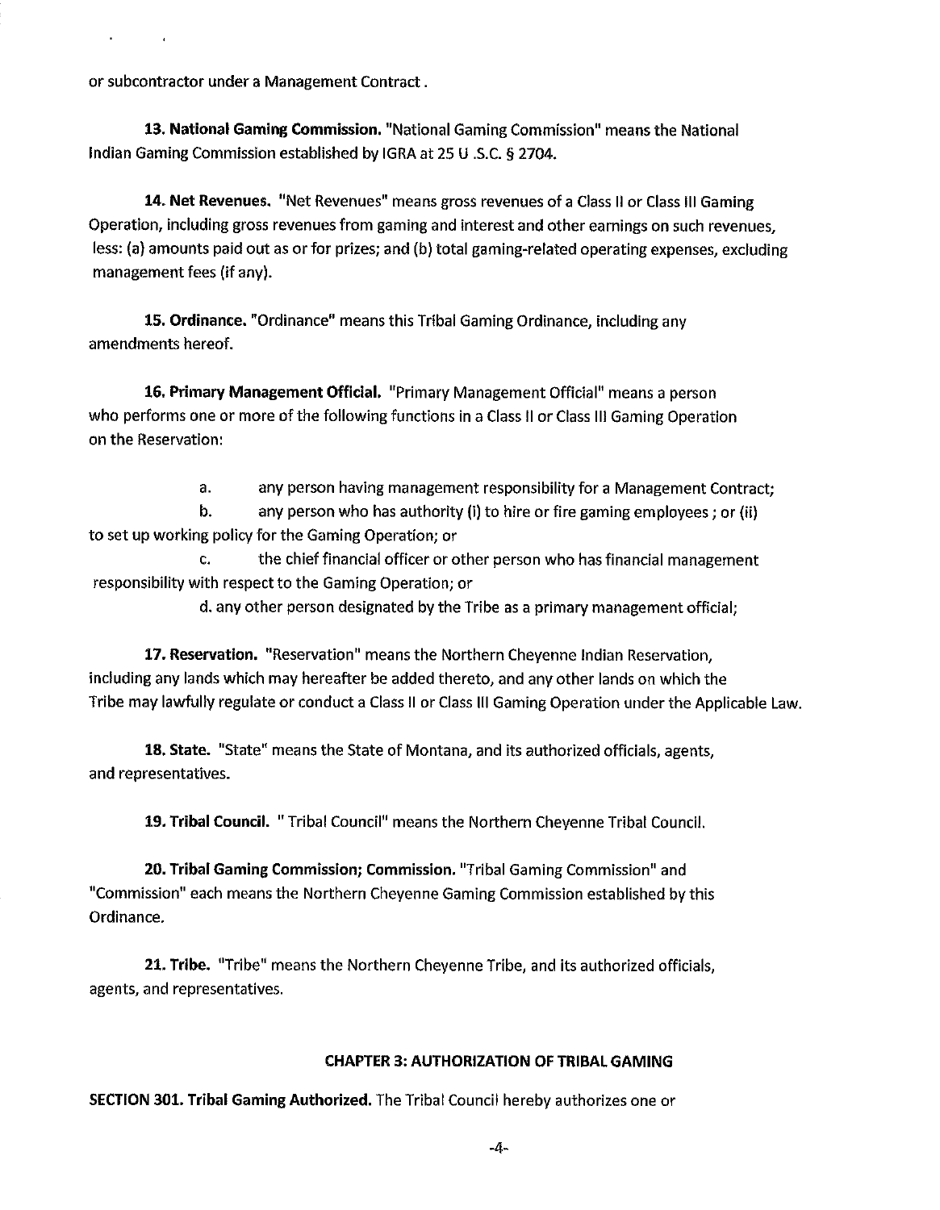or subcontractor under a Management Contract .

**13. National Gaming Commission.** "National Gaming Commission" means the National Indian Gaming Commission established by IGRA at 25 U .S.C. § 2704.

**14. Net Revenues.** "Net Revenues" means gross revenues of a Class II or Class III Gaming Operation, including gross revenues from gaming and interest and other earnings on such revenues, less: (a) amounts paid out as or for prizes; and (b) total gaming-related operating expenses, excluding management fees (if any).

**15. Ordinance.** "Ordinance" means this Tribal Gaming Ordinance, including any amendments hereof.

**16. Primary Management Official.** "Primary Management Official" means a person who performs one or more of the following functions in a Class II or Class III Gaming Operation on the Reservation:

a. any person having management responsibility for a Management Contract;

b. any person who has authority (i) to hire or fire gaming employees ; or (ii) to set up working policy for the Gaming Operation; or

c. the chief financial officer or other person who has financial management responsibility with respect to the Gaming Operation; or

d. any other person designated by the Tribe as a primary management official;

**17. Reservation.** "Reservation" means the Northern Cheyenne Indian Reservation, including any lands which may hereafter be added thereto, and any other lands on which the Tribe may lawfully regulate or conduct a Class II or Class III Gaming Operation under the Applicable Law.

**18. State.** "State" means the State of Montana, and its authorized officials, agents, and representatives.

**19. Tribal Council.** " Tribal Council" means the Northern Cheyenne Tribal Council.

**20. Tribal Gaming Commission; Commission.** "Tribal Gaming Commission" and "Commission" each means the Northern Cheyenne Gaming Commission established by this Ordinance.

**21. Tribe.** "Tribe" means the Northern Cheyenne Tribe, and its authorized officials, agents, and representatives.

## CHAPTER 3: AUTHORIZATION OF TRIBAL GAMING

**SECTION 301. Tribal Gaming Authorized.** The Tribal Council hereby authorizes one or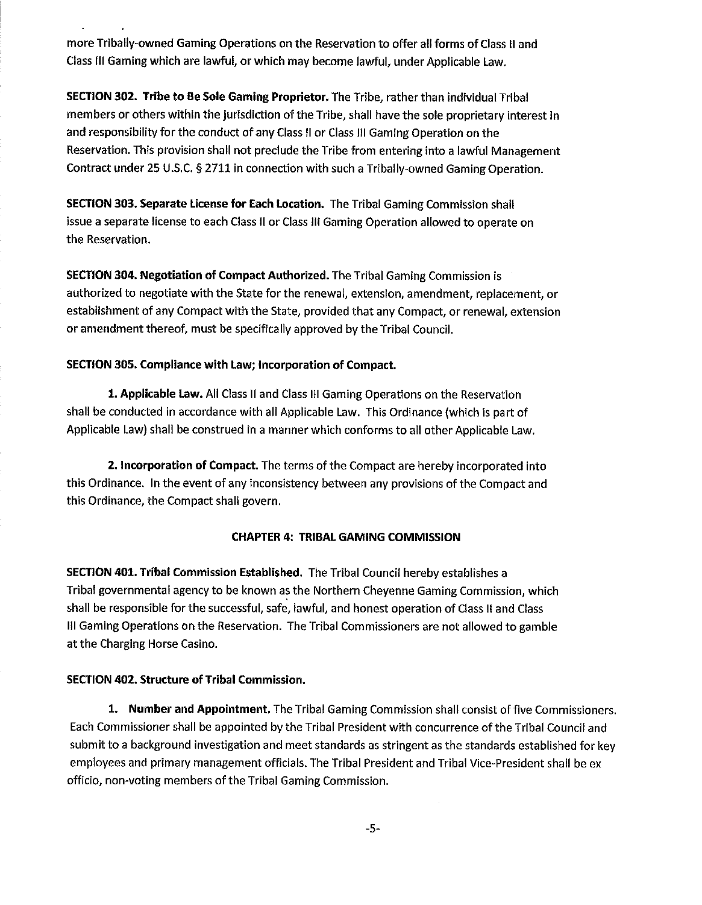more Tribally-owned Gaming Operations on the Reservation to offer all forms of Class II and Class III Gaming which are lawful, or which may become lawful, under Applicable Law.

**SECTION 302. Tribe to Be Sole Gaming Proprietor.** The Tribe, rather than individual Tribal members or others within the jurisdiction of the Tribe, shall have the sole proprietary interest in and responsibility for the conduct of any Class II or Class III Gaming Operation on the Reservation. This provision shall not preclude the Tribe from entering into a lawful Management Contract under 25 U.S.C. § 2711 in connection with such a Tribally-owned Gaming Operation.

**SECTION 303. Separate License for Each Location.** The Tribal Gaming Commission shall issue a separate license to each Class II or Class III Gaming Operation allowed to operate on the Reservation.

**SECTION 304. Negotiation of Compact Authorized.** The Tribal Gaming Commission is authorized to negotiate with the State for the renewal, extension, amendment, replacement, or establishment of any Compact with the State, provided that any Compact, or renewal, extension or amendment thereof, must be specifically approved by the Tribal Council.

**SECTION 305. Compliance with Law; Incorporation of Compact.**

**1. Applicable Law.** All Class II and Class III Gaming Operations on the Reservation shall be conducted in accordance with all Applicable Law. This Ordinance (which is part of Applicable Law) shall be construed in a manner which conforms to all other Applicable Law.

**2. Incorporation of Compact.** The terms of the Compact are hereby incorporated into this Ordinance. In the event of any inconsistency between any provisions of the Compact and this Ordinance, the Compact shall govern.

## CHAPTER 4: TRIBAL GAMING COMMISSION

**SECTION 401. Tribal Commission Established.** The Tribal Council hereby establishes a Tribal governmental agency to be known as the Northern Cheyenne Gaming Commission, which shall be responsible for the successful, safe, lawful, and honest operation of Class II and Class III Gaming Operations on the Reservation. The Tribal Commissioners are not allowed to gamble at the Charging Horse Casino.

**SECTION 402. Structure of Tribal Commission.**

**1. Number and Appointment.** The Tribal Gaming Commission shall consist of five Commissioners. Each Commissioner shall be appointed by the Tribal President with concurrence of the Tribal Council and submit to a background investigation and meet standards as stringent as the standards established for key employees and primary management officials. The Tribal President and Tribal Vice-President shall be ex officio, non-voting members of the Tribal Gaming Commission.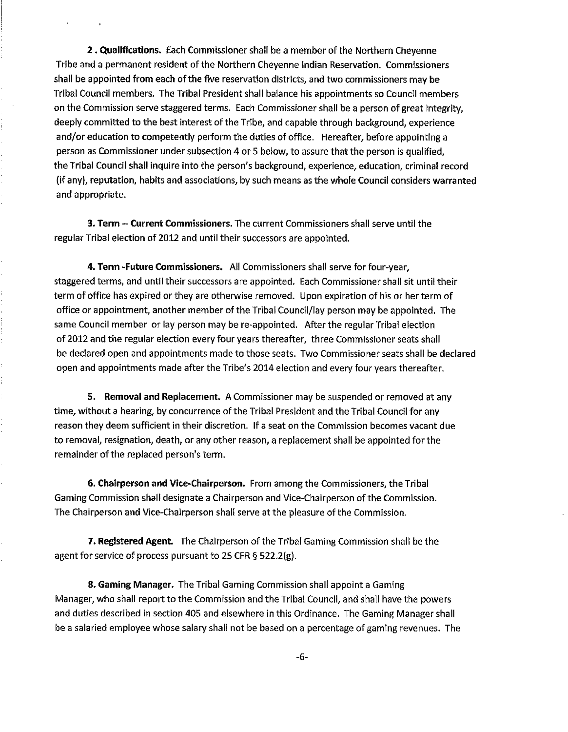**2 . Qualifications.** Each Commissioner shall be a member of the Northern Cheyenne Tribe and a permanent resident of the Northern Cheyenne Indian Reservation. Commissioners shall be appointed from each of the five reservation districts, and two commissioners may be Tribal Council members. The Tribal President shall balance his appointments so Council members on the Commission serve staggered terms. Each Commissioner shall be a person of great integrity, deeply committed to the best interest of the Tribe, and capable through background, experience and/or education to competently perform the duties of office. Hereafter, before appointing a person as Commissioner under subsection 4 or 5 below, to assure that the person is qualified, the Tribal Council shall inquire into the person's background, experience, education, criminal record (if any), reputation, habits and associations, by such means as the whole Council considers warranted and appropriate.

**3. Term -- Current Commissioners.** The current Commissioners shall serve until the regular Tribal election of 2012 and until their successors are appointed.

**4. Term -Future Commissioners.** All Commissioners shall serve for four-year, staggered terms, and until their successors are appointed. Each Commissioner shall sit until their term of office has expired or they are otherwise removed. Upon expiration of his or her term of office or appointment, another member of the Tribal Council/lay person may be appointed. The same Council member or lay person may be re-appointed. After the regular Tribal election of 2012 and the regular election every four years thereafter, three Commissioner seats shall be declared open and appointments made to those seats. Two Commissioner seats shall be declared open and appointments made after the Tribe's 2014 election and every four years thereafter.

**5. Removal and Replacement.** A Commissioner may be suspended or removed at any time, without a hearing, by concurrence of the Tribal President and the Tribal Council for any reason they deem sufficient in their discretion. If a seat on the Commission becomes vacant due to removal, resignation, death, or any other reason, a replacement shall be appointed for the remainder of the replaced person's term.

**6. Chairperson and Vice-Chairperson.** From among the Commissioners, the Tribal Gaming Commission shall designate a Chairperson and Vice-Chairperson of the Commission. The Chairperson and Vice-Chairperson shall serve at the pleasure of the Commission.

**7. Registered Agent.** The Chairperson of the Tribal Gaming Commission shall be the agent for service of process pursuant to 25 CFR § 522.2(g).

**8. Gaming Manager.** The Tribal Gaming Commission shall appoint a Gaming Manager, who shall report to the Commission and the Tribal Council, and shall have the powers and duties described in section 405 and elsewhere in this Ordinance. The Gaming Manager shall be a salaried employee whose salary shall not be based on a percentage of gaming revenues. The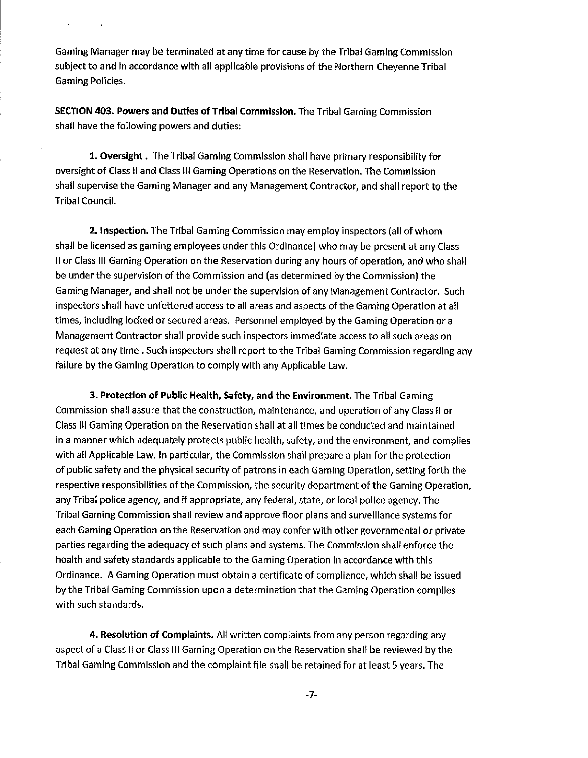Gaming Manager may be terminated at any time for cause by the Tribal Gaming Commission subject to and in accordance with all applicable provisions of the Northern Cheyenne Tribal Gaming Policies.

**SECTION 403. Powers and Duties of Tribal Commission.** The Tribal Gaming Commission shall have the following powers and duties:

**1. Oversight**. The Tribal Gaming Commission shall have primary responsibility for oversight of Class II and Class III Gaming Operations on the Reservation. The Commission shall supervise the Gaming Manager and any Management Contractor, and shall report to the Tribal Council.

**2. Inspection.** The Tribal Gaming Commission may employ inspectors (all of whom shall be licensed as gaming employees under this Ordinance) who may be present at any Class II or Class III Gaming Operation on the Reservation during any hours of operation, and who shall be under the supervision of the Commission and (as determined by the Commission) the Gaming Manager, and shall not be under the supervision of any Management Contractor. Such inspectors shall have unfettered access to all areas and aspects of the Gaming Operation at all times, including locked or secured areas. Personnel employed by the Gaming Operation or a Management Contractor shall provide such inspectors immediate access to all such areas on request at any time. Such inspectors shall report to the Tribal Gaming Commission regarding any failure by the Gaming Operation to comply with any Applicable Law.

**3. Protection of Public Health, Safety, and the Environment.** The Tribal Gaming Commission shall assure that the construction, maintenance, and operation of any Class II or Class III Gaming Operation on the Reservation shall at all times be conducted and maintained in a manner which adequately protects public health, safety, and the environment, and complies with all Applicable Law. In particular, the Commission shall prepare a plan for the protection of public safety and the physical security of patrons in each Gaming Operation, setting forth the respective responsibilities of the Commission, the security department of the Gaming Operation, any Tribal police agency, and if appropriate, any federal, state, or local police agency. The Tribal Gaming Commission shall review and approve floor plans and surveillance systems for each Gaming Operation on the Reservation and may confer with other governmental or private parties regarding the adequacy of such plans and systems. The Commission shall enforce the health and safety standards applicable to the Gaming Operation in accordance with this Ordinance. A Gaming Operation must obtain a certificate of compliance, which shall be issued by the Tribal Gaming Commission upon a determination that the Gaming Operation complies with such standards.

**4. Resolution of Complaints.** All written complaints from any person regarding any aspect of a Class II or Class III Gaming Operation on the Reservation shall be reviewed by the Tribal Gaming Commission and the complaint file shall be retained for at least 5 years. The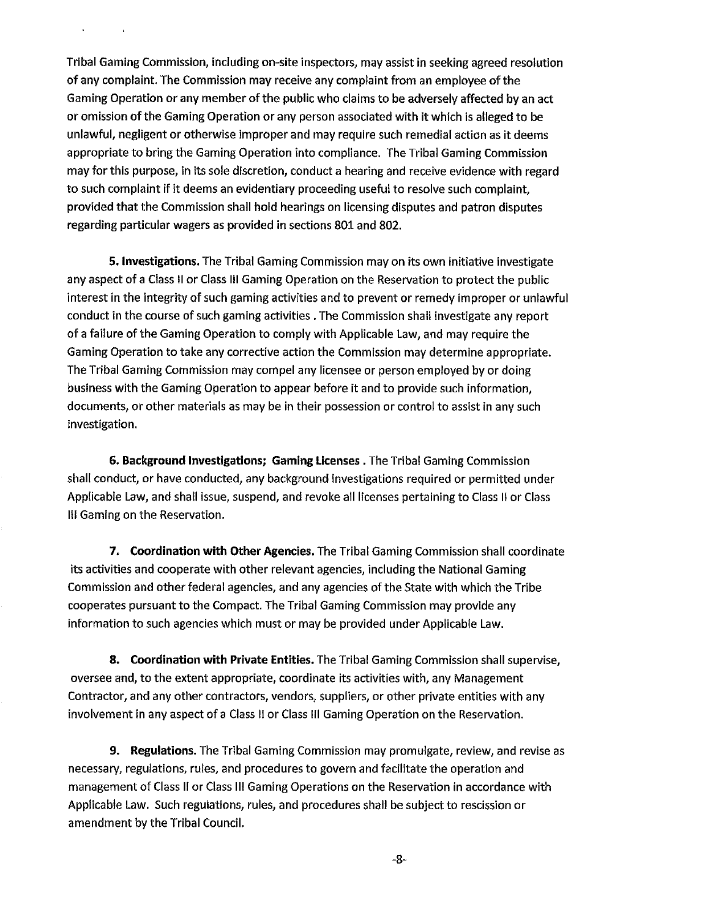Tribal Gaming Commission, including on-site inspectors, may assist in seeking agreed resolution of any complaint. The Commission may receive any complaint from an employee of the Gaming Operation or any member of the public who claims to be adversely affected by an act or omission of the Gaming Operation or any person associated with it which is alleged to be unlawful, negligent or otherwise improper and may require such remedial action as it deems appropriate to bring the Gaming Operation into compliance. The Tribal Gaming Commission may for this purpose, in its sole discretion, conduct a hearing and receive evidence with regard to such complaint if it deems an evidentiary proceeding useful to resolve such complaint, provided that the Commission shall hold hearings on licensing disputes and patron disputes regarding particular wagers as provided in sections 801 and 802.

**5. Investigations.** The Tribal Gaming Commission may on its own initiative investigate any aspect of a Class II or Class III Gaming Operation on the Reservation to protect the public interest in the integrity of such gaming activities and to prevent or remedy improper or unlawful conduct in the course of such gaming activities . The Commission shall investigate any report of a failure of the Gaming Operation to comply with Applicable Law, and may require the Gaming Operation to take any corrective action the Commission may determine appropriate. The Tribal Gaming Commission may compel any licensee or person employed by or doing business with the Gaming Operation to appear before it and to provide such information, documents, or other materials as may be in their possession or control to assist in any such investigation.

**6. Background Investigations; Gaming Licenses .** The Tribal Gaming Commission shall conduct, or have conducted, any background investigations required or permitted under Applicable Law, and shall issue, suspend, and revoke all licenses pertaining to Class II or Class III Gaming on the Reservation.

**7. Coordination with Other Agencies.** The Tribal Gaming Commission shall coordinate its activities and cooperate with other relevant agencies, including the National Gaming Commission and other federal agencies, and any agencies of the State with which the Tribe cooperates pursuant to the Compact. The Tribal Gaming Commission may provide any information to such agencies which must or may be provided under Applicable Law.

**8. Coordination with Private Entities.** The Tribal Gaming Commission shall supervise, oversee and, to the extent appropriate, coordinate its activities with, any Management Contractor, and any other contractors, vendors, suppliers, or other private entities with any involvement in any aspect of a Class II or Class III Gaming Operation on the Reservation.

**9. Regulations.** The Tribal Gaming Commission may promulgate, review, and revise as necessary, regulations, rules, and procedures to govern and facilitate the operation and management of Class II or Class III Gaming Operations on the Reservation in accordance with Applicable Law. Such regulations, rules, and procedures shall be subject to rescission or amendment by the Tribal Council.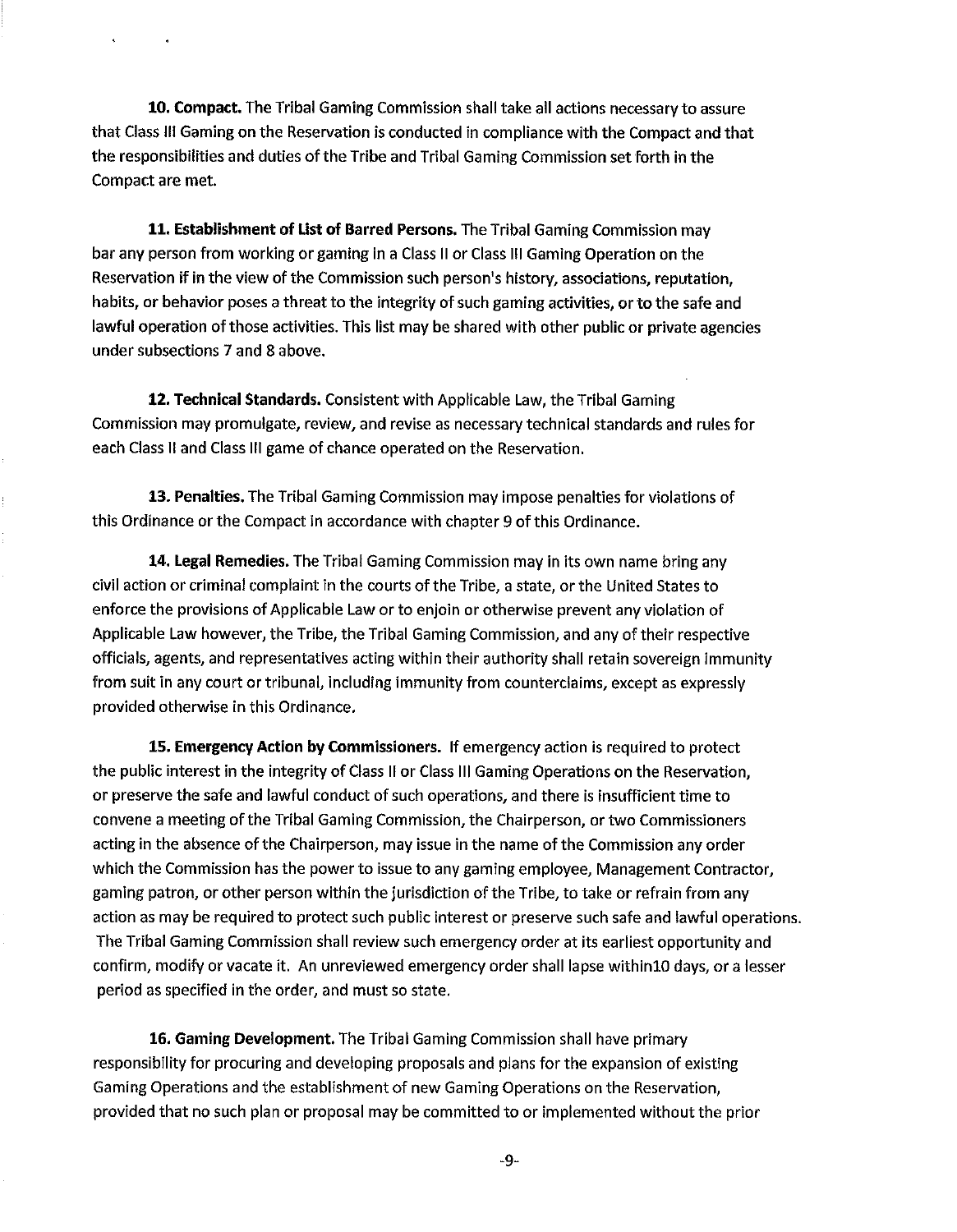**10. Compact.** The Tribal Gaming Commission shall take all actions necessary to assure that Class III Gaming on the Reservation is conducted in compliance with the Compact and that the responsibilities and duties of the Tribe and Tribal Gaming Commission set forth in the Compact are met.

**11. Establishment of List of Barred Persons.** The Tribal Gaming Commission may bar any person from working or gaming in a Class II or Class III Gaming Operation on the Reservation if in the view of the Commission such person's history, associations, reputation, habits, or behavior poses a threat to the integrity of such gaming activities, or to the safe and lawful operation of those activities. This list may be shared with other public or private agencies under subsections 7 and 8 above.

**12. Technical Standards.** Consistent with Applicable Law, the Tribal Gaming Commission may promulgate, review, and revise as necessary technical standards and rules for each Class II and Class III game of chance operated on the Reservation.

**13. Penalties.** The Tribal Gaming Commission may impose penalties for violations of this Ordinance or the Compact in accordance with chapter 9 of this Ordinance.

**14. Legal Remedies.** The Tribal Gaming Commission may in its own name bring any civil action or criminal complaint in the courts of the Tribe, a state, or the United States to enforce the provisions of Applicable Law or to enjoin or otherwise prevent any violation of Applicable Law however, the Tribe, the Tribal Gaming Commission, and any of their respective officials, agents, and representatives acting within their authority shall retain sovereign immunity from suit in any court or tribunal, including immunity from counterclaims, except as expressly provided otherwise in this Ordinance.

**15. Emergency Action by Commissioners.** If emergency action is required to protect the public interest in the integrity of Class II or Class III Gaming Operations on the Reservation, or preserve the safe and lawful conduct of such operations, and there is insufficient time to convene a meeting of the Tribal Gaming Commission, the Chairperson, or two Commissioners acting in the absence of the Chairperson, may issue in the name of the Commission any order which the Commission has the power to issue to any gaming employee, Management Contractor, gaming patron, or other person within the jurisdiction of the Tribe, to take or refrain from any action as may be required to protect such public interest or preserve such safe and lawful operations. The Tribal Gaming Commission shall review such emergency order at its earliest opportunity and confirm, modify or vacate it. An unreviewed emergency order shall lapse within10 days, or a lesser period as specified in the order, and must so state.

**16. Gaming Development.** The Tribal Gaming Commission shall have primary responsibility for procuring and developing proposals and plans for the expansion of existing Gaming Operations and the establishment of new Gaming Operations on the Reservation, provided that no such plan or proposal may be committed to or implemented without the prior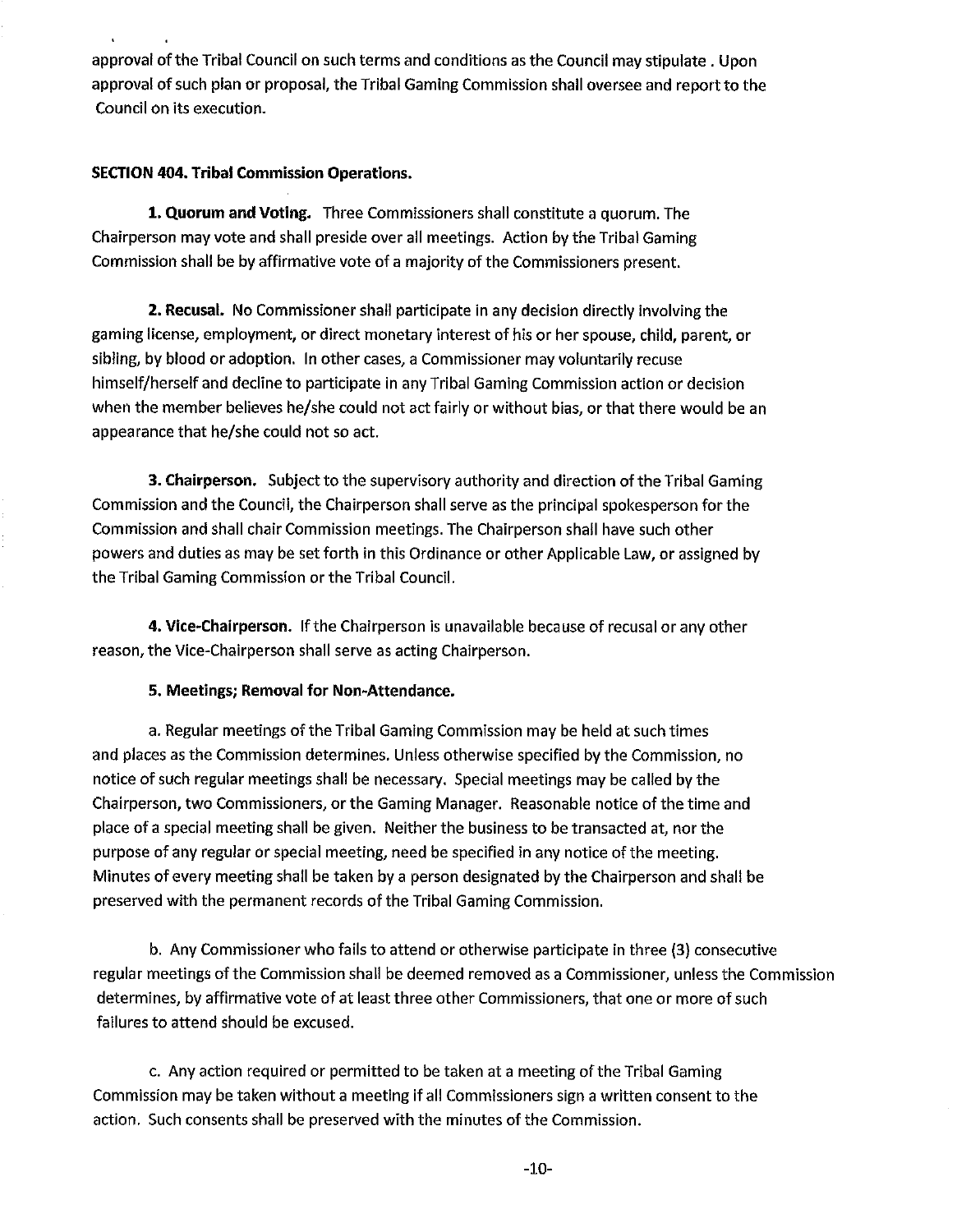approval of the Tribal Council on such terms and conditions as the Council may stipulate . Upon approval of such plan or proposal, the Tribal Gaming Commission shall oversee and report to the Council on its execution.

**SECTION 404. Tribal Commission Operations.**

**1. Quorum and Voting.** Three Commissioners shall constitute a quorum. The Chairperson may vote and shall preside over all meetings. Action by the Tribal Gaming Commission shall be by affirmative vote of a majority of the Commissioners present.

**2. Recusal.** No Commissioner shall participate in any decision directly involving the gaming license, employment, or direct monetary interest of his or her spouse, child, parent, or sibling, by blood or adoption. In other cases, a Commissioner may voluntarily recuse himself/herself and decline to participate in any Tribal Gaming Commission action or decision when the member believes he/she could not act fairly or without bias, or that there would be an appearance that he/she could not so act.

**3. Chairperson.** Subject to the supervisory authority and direction of the Tribal Gaming Commission and the Council, the Chairperson shall serve as the principal spokesperson for the Commission and shall chair Commission meetings. The Chairperson shall have such other powers and duties as may be set forth in this Ordinance or other Applicable Law, or assigned by the Tribal Gaming Commission or the Tribal Council.

**4. Vice-Chairperson.** If the Chairperson is unavailable because of recusal or any other reason, the Vice-Chairperson shall serve as acting Chairperson.

**5. Meetings; Removal for Non-Attendance.**

a. Regular meetings of the Tribal Gaming Commission may be held at such times and places as the Commission determines. Unless otherwise specified by the Commission, no notice of such regular meetings shall be necessary. Special meetings may be called by the Chairperson, two Commissioners, or the Gaming Manager. Reasonable notice of the time and place of a special meeting shall be given. Neither the business to be transacted at, nor the purpose of any regular or special meeting, need be specified in any notice of the meeting. Minutes of every meeting shall be taken by a person designated by the Chairperson and shall be preserved with the permanent records of the Tribal Gaming Commission.

b. Any Commissioner who fails to attend or otherwise participate in three (3) consecutive regular meetings of the Commission shall be deemed removed as a Commissioner, unless the Commission determines, by affirmative vote of at least three other Commissioners, that one or more of such failures to attend should be excused.

c. Any action required or permitted to be taken at a meeting of the Tribal Gaming Commission may be taken without a meeting if all Commissioners sign a written consent to the action. Such consents shall be preserved with the minutes of the Commission.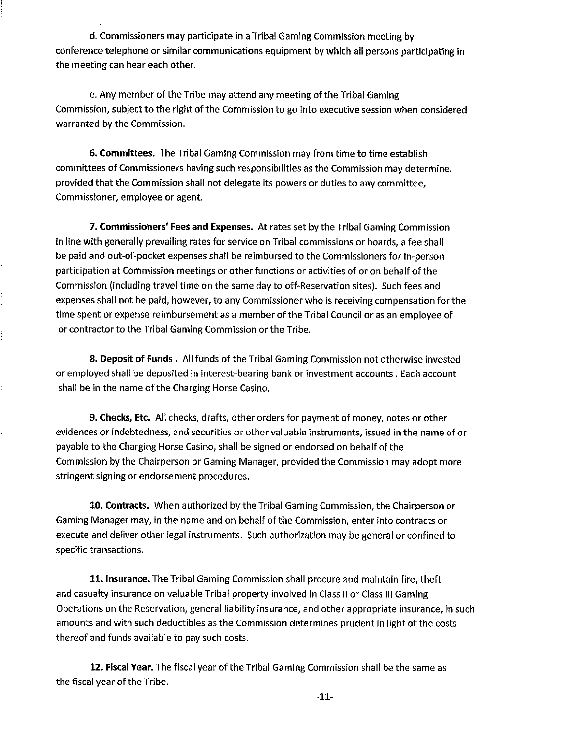d. Commissioners may participate in a Tribal Gaming Commission meeting by conference telephone or similar communications equipment by which all persons participating in the meeting can hear each other.

e. Any member of the Tribe may attend any meeting of the Tribal Gaming Commission, subject to the right of the Commission to go into executive session when considered warranted by the Commission.

**6. Committees.** The Tribal Gaming Commission may from time to time establish committees of Commissioners having such responsibilities as the Commission may determine, provided that the Commission shall not delegate its powers or duties to any committee, Commissioner, employee or agent.

**7. Commissioners' Fees and Expenses.** At rates set by the Tribal Gaming Commission in line with generally prevailing rates for service on Tribal commissions or boards, a fee shall be paid and out-of-pocket expenses shall be reimbursed to the Commissioners for in-person participation at Commission meetings or other functions or activities of or on behalf of the Commission (including travel time on the same day to off-Reservation sites). Such fees and expenses shall not be paid, however, to any Commissioner who is receiving compensation for the time spent or expense reimbursement as a member of the Tribal Council or as an employee of or contractor to the Tribal Gaming Commission or the Tribe.

**8. Deposit of Funds .** All funds of the Tribal Gaming Commission not otherwise invested or employed shall be deposited in interest-bearing bank or investment accounts . Each account shall be in the name of the Charging Horse Casino.

**9. Checks, Etc.** All checks, drafts, other orders for payment of money, notes or other evidences or indebtedness, and securities or other valuable instruments, issued in the name of or payable to the Charging Horse Casino, shall be signed or endorsed on behalf of the Commission by the Chairperson or Gaming Manager, provided the Commission may adopt more stringent signing or endorsement procedures.

**10. Contracts.** When authorized by the Tribal Gaming Commission, the Chairperson or Gaming Manager may, in the name and on behalf of the Commission, enter into contracts or execute and deliver other legal instruments. Such authorization may be general or confined to specific transactions.

**11. Insurance.** The Tribal Gaming Commission shall procure and maintain fire, theft and casualty insurance on valuable Tribal property involved in Class II or Class III Gaming Operations on the Reservation, general liability insurance, and other appropriate insurance, in such amounts and with such deductibles as the Commission determines prudent in light of the costs thereof and funds available to pay such costs.

**12. Fiscal Year.** The fiscal year of the Tribal Gaming Commission shall be the same as the fiscal year of the Tribe.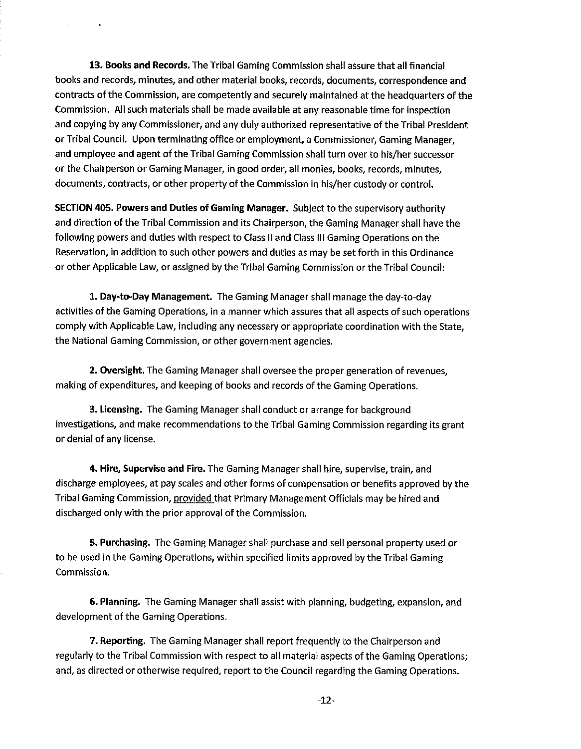**13. Books and Records.** The Tribal Gaming Commission shall assure that all financial books and records, minutes, and other material books, records, documents, correspondence and contracts of the Commission, are competently and securely maintained at the headquarters of the Commission. All such materials shall be made available at any reasonable time for inspection and copying by any Commissioner, and any duly authorized representative of the Tribal President or Tribal Council. Upon terminating office or employment, a Commissioner, Gaming Manager, and employee and agent of the Tribal Gaming Commission shall turn over to his/her successor or the Chairperson or Gaming Manager, in good order, all monies, books, records, minutes, documents, contracts, or other property of the Commission in his/her custody or control.

**SECTION 405. Powers and Duties of Gaming Manager.** Subject to the supervisory authority and direction of the Tribal Commission and its Chairperson, the Gaming Manager shall have the following powers and duties with respect to Class II and Class III Gaming Operations on the Reservation, in addition to such other powers and duties as may be set forth in this Ordinance or other Applicable Law, or assigned by the Tribal Gaming Commission or the Tribal Council:

**1. Day-to-Day Management.** The Gaming Manager shall manage the day-to-day activities of the Gaming Operations, in a manner which assures that all aspects of such operations comply with Applicable Law, including any necessary or appropriate coordination with the State, the National Gaming Commission, or other government agencies.

**2. Oversight.** The Gaming Manager shall oversee the proper generation of revenues, making of expenditures, and keeping of books and records of the Gaming Operations.

**3. Licensing.** The Gaming Manager shall conduct or arrange for background investigations, and make recommendations to the Tribal Gaming Commission regarding its grant or denial of any license.

**4. Hire, Supervise and Fire.** The Gaming Manager shall hire, supervise, train, and discharge employees, at pay scales and other forms of compensation or benefits approved by the Tribal Gaming Commission, provided that Primary Management Officials may be hired and discharged only with the prior approval of the Commission.

**5. Purchasing.** The Gaming Manager shall purchase and sell personal property used or to be used in the Gaming Operations, within specified limits approved by the Tribal Gaming Commission.

**6. Planning.** The Gaming Manager shall assist with planning, budgeting, expansion, and development of the Gaming Operations.

**7. Reporting.** The Gaming Manager shall report frequently to the Chairperson and regularly to the Tribal Commission with respect to all material aspects of the Gaming Operations; and, as directed or otherwise required, report to the Council regarding the Gaming Operations.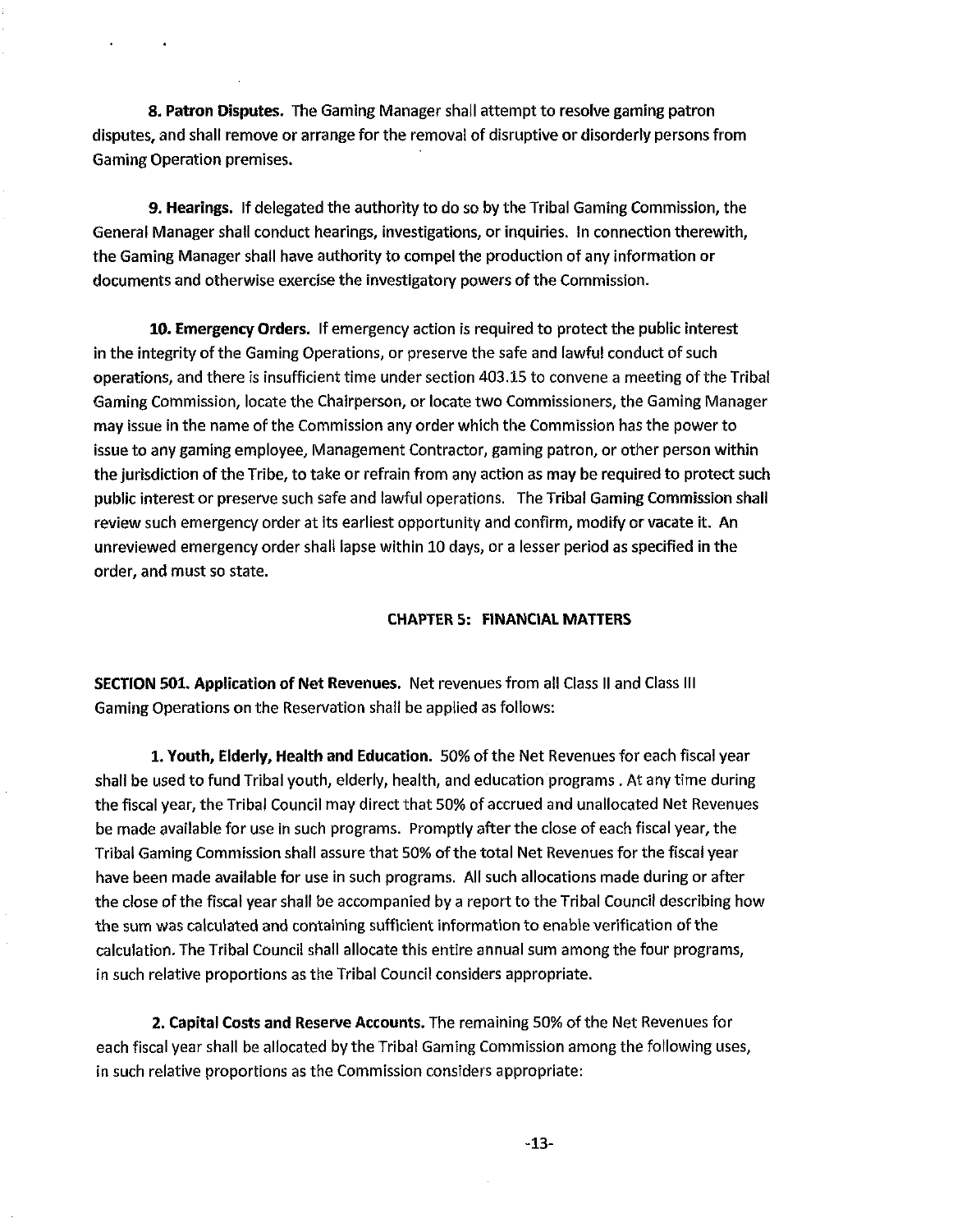**8. Patron Disputes.** The Gaming Manager shall attempt to resolve gaming patron disputes, and shall remove or arrange for the removal of disruptive or disorderly persons from Gaming Operation premises.

**9. Hearings.** If delegated the authority to do so by the Tribal Gaming Commission, the General Manager shall conduct hearings, investigations, or inquiries. In connection therewith, the Gaming Manager shall have authority to compel the production of any information or documents and otherwise exercise the investigatory powers of the Commission.

**10. Emergency Orders.** If emergency action is required to protect the public interest in the integrity of the Gaming Operations, or preserve the safe and lawful conduct of such operations, and there is insufficient time under section 403.15 to convene a meeting of the Tribal Gaming Commission, locate the Chairperson, or locate two Commissioners, the Gaming Manager may issue in the name of the Commission any order which the Commission has the power to issue to any gaming employee, Management Contractor, gaming patron, or other person within the jurisdiction of the Tribe, to take or refrain from any action as may be required to protect such public interest or preserve such safe and lawful operations. The Tribal Gaming Commission shall review such emergency order at its earliest opportunity and confirm, modify or vacate it. An unreviewed emergency order shall lapse within 10 days, or a lesser period as specified in the order, and must so state.

## CHAPTER 5: FINANCIAL MATTERS

**SECTION 501. Application of Net Revenues.** Net revenues from all Class II and Class III Gaming Operations on the Reservation shall be applied as follows:

**1. Youth, Elderly, Health and Education.** 50% of the Net Revenues for each fiscal year shall be used to fund Tribal youth, elderly, health, and education programs . At any time during the fiscal year, the Tribal Council may direct that 50% of accrued and unallocated Net Revenues be made available for use in such programs. Promptly after the close of each fiscal year, the Tribal Gaming Commission shall assure that 50% of the total Net Revenues for the fiscal year have been made available for use in such programs. All such allocations made during or after the close of the fiscal year shall be accompanied by a report to the Tribal Council describing how the sum was calculated and containing sufficient information to enable verification of the calculation. The Tribal Council shall allocate this entire annual sum among the four programs, in such relative proportions as the Tribal Council considers appropriate.

**2. Capital Costs and Reserve Accounts.** The remaining 50% of the Net Revenues for each fiscal year shall be allocated by the Tribal Gaming Commission among the following uses, in such relative proportions as the Commission considers appropriate: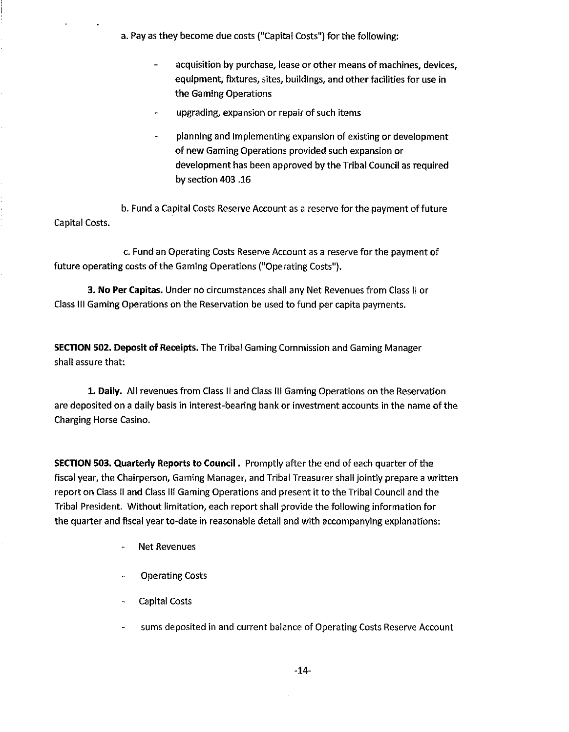a. Pay as they become due costs ("Capital Costs") for the following:

- acquisition by purchase, lease or other means of machines, devices, equipment, fixtures, sites, buildings, and other facilities for use in the Gaming Operations
- upgrading, expansion or repair of such items
- planning and implementing expansion of existing or development of new Gaming Operations provided such expansion or development has been approved by the Tribal Council as required by section 403 .16

b. Fund a Capital Costs Reserve Account as a reserve for the payment of future Capital Costs.

c. Fund an Operating Costs Reserve Account as a reserve for the payment of future operating costs of the Gaming Operations ("Operating Costs").

**3. No Per Capitas.** Under no circumstances shall any Net Revenues from Class II or Class III Gaming Operations on the Reservation be used to fund per capita payments.

**SECTION 502. Deposit of Receipts.** The Tribal Gaming Commission and Gaming Manager shall assure that:

**1. Daily.** All revenues from Class II and Class III Gaming Operations on the Reservation are deposited on a daily basis in interest-bearing bank or investment accounts in the name of the Charging Horse Casino.

**SECTION 503. Quarterly Reports to Council .** Promptly after the end of each quarter of the fiscal year, the Chairperson, Gaming Manager, and Tribal Treasurer shall jointly prepare a written report on Class II and Class III Gaming Operations and present it to the Tribal Council and the Tribal President. Without limitation, each report shall provide the following information for the quarter and fiscal year to-date in reasonable detail and with accompanying explanations:

- Net Revenues
- Operating Costs
- Capital Costs
- sums deposited in and current balance of Operating Costs Reserve Account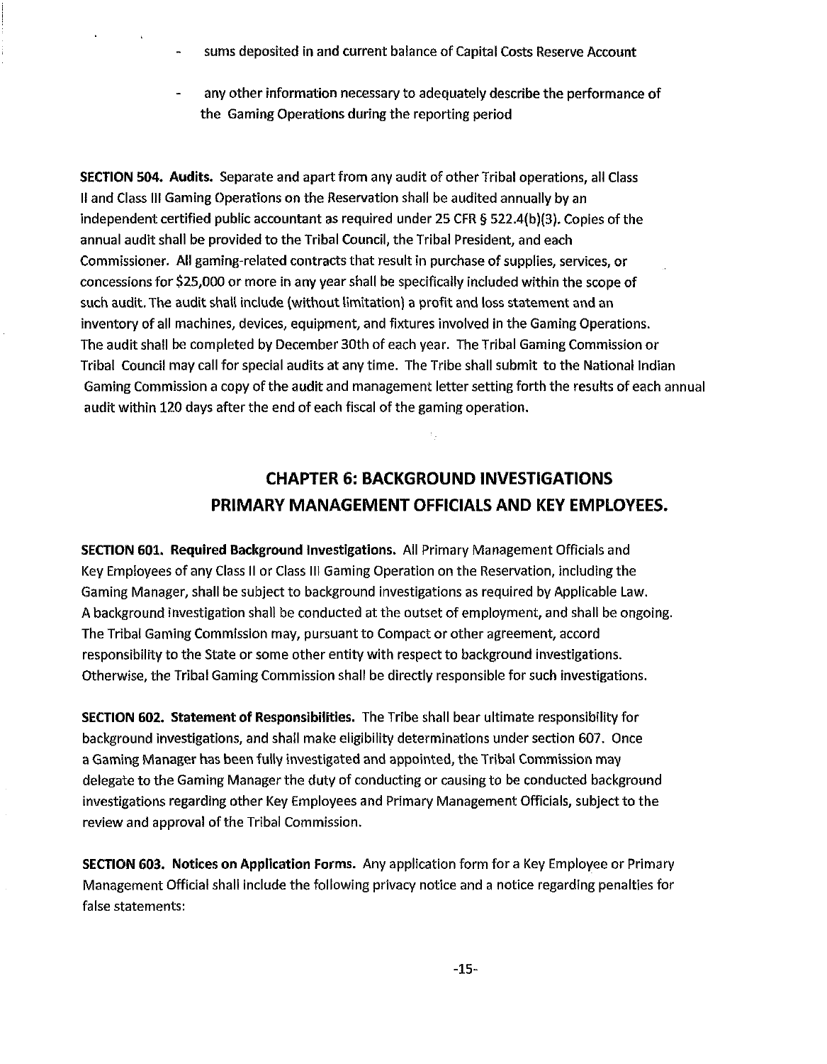- sums deposited in and current balance of Capital Costs Reserve Account
- any other information necessary to adequately describe the performance of the Gaming Operations during the reporting period

**SECTION 504. Audits.** Separate and apart from any audit of other Tribal operations, all Class II and Class III Gaming Operations on the Reservation shall be audited annually by an independent certified public accountant as required under 25 CFR § 522.4(b)(3). Copies of the annual audit shall be provided to the Tribal Council, the Tribal President, and each Commissioner. All gaming-related contracts that result in purchase of supplies, services, or concessions for $25,000 or more in any year shall be specifically included within the scope of such audit. The audit shall include (without limitation) a profit and loss statement and an inventory of all machines, devices, equipment, and fixtures involved in the Gaming Operations. The audit shall be completed by December 30th of each year. The Tribal Gaming Commission or Tribal Council may call for special audits at any time. The Tribe shall submit to the National Indian Gaming Commission a copy of the audit and management letter setting forth the results of each annual audit within 120 days after the end of each fiscal of the gaming operation.

## CHAPTER 6: BACKGROUND INVESTIGATIONS PRIMARY MANAGEMENT OFFICIALS AND KEY EMPLOYEES.

**SECTION 601. Required Background Investigations.** All Primary Management Officials and Key Employees of any Class II or Class III Gaming Operation on the Reservation, including the Gaming Manager, shall be subject to background investigations as required by Applicable Law. A background investigation shall be conducted at the outset of employment, and shall be ongoing. The Tribal Gaming Commission may, pursuant to Compact or other agreement, accord responsibility to the State or some other entity with respect to background investigations. Otherwise, the Tribal Gaming Commission shall be directly responsible for such investigations.

**SECTION 602. Statement of Responsibilities.** The Tribe shall bear ultimate responsibility for background investigations, and shall make eligibility determinations under section 607. Once a Gaming Manager has been fully investigated and appointed, the Tribal Commission may delegate to the Gaming Manager the duty of conducting or causing to be conducted background investigations regarding other Key Employees and Primary Management Officials, subject to the review and approval of the Tribal Commission.

**SECTION 603. Notices on Application Forms.** Any application form for a Key Employee or Primary Management Official shall include the following privacy notice and a notice regarding penalties for false statements: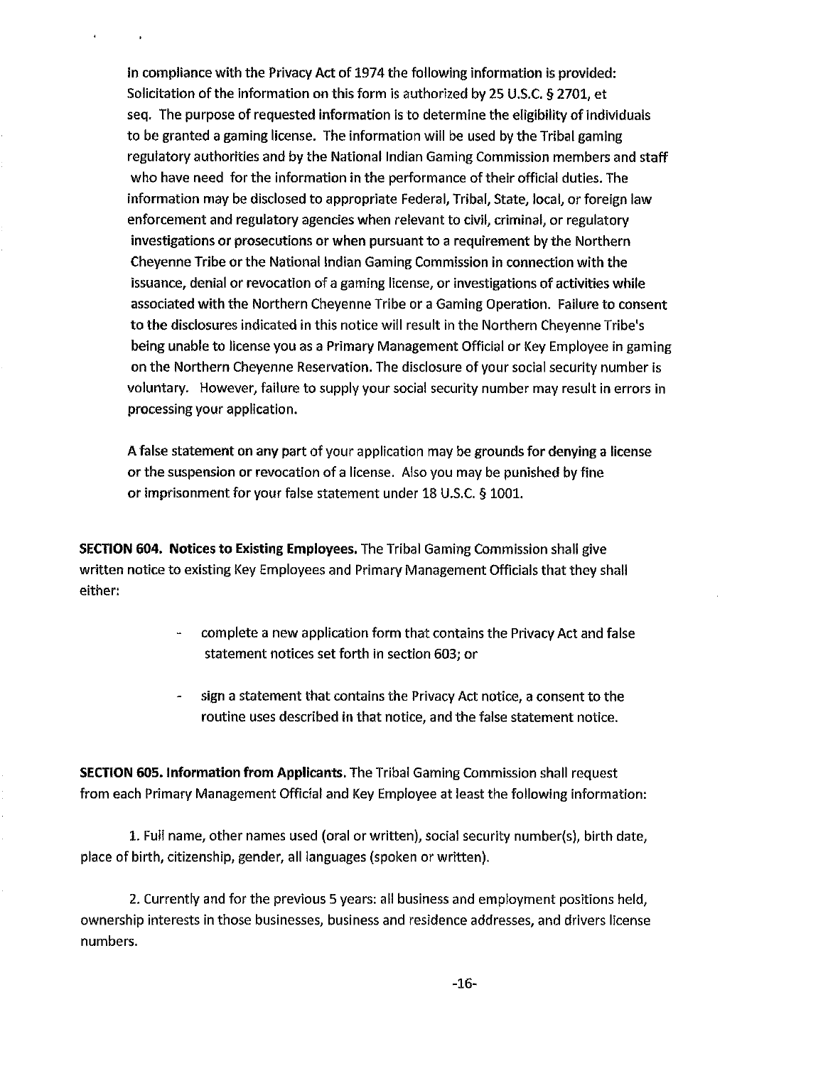In compliance with the Privacy Act of 1974 the following information is provided: Solicitation of the information on this form is authorized by 25 U.S.C. § 2701, et seq. The purpose of requested information is to determine the eligibility of individuals to be granted a gaming license. The information will be used by the Tribal gaming regulatory authorities and by the National Indian Gaming Commission members and staff who have need for the information in the performance of their official duties. The information may be disclosed to appropriate Federal, Tribal, State, local, or foreign law enforcement and regulatory agencies when relevant to civil, criminal, or regulatory investigations or prosecutions or when pursuant to a requirement by the Northern Cheyenne Tribe or the National Indian Gaming Commission in connection with the issuance, denial or revocation of a gaming license, or investigations of activities while associated with the Northern Cheyenne Tribe or a Gaming Operation. Failure to consent to the disclosures indicated in this notice will result in the Northern Cheyenne Tribe's being unable to license you as a Primary Management Official or Key Employee in gaming on the Northern Cheyenne Reservation. The disclosure of your social security number is voluntary. However, failure to supply your social security number may result in errors in processing your application.

A false statement on any part of your application may be grounds for denying a license or the suspension or revocation of a license. Also you may be punished by fine or imprisonment for your false statement under 18 U.S.C. § 1001.

**SECTION 604. Notices to Existing Employees.** The Tribal Gaming Commission shall give written notice to existing Key Employees and Primary Management Officials that they shall either:

- complete a new application form that contains the Privacy Act and false statement notices set forth in section 603; or
- sign a statement that contains the Privacy Act notice, a consent to the routine uses described in that notice, and the false statement notice.

**SECTION 605. Information from Applicants.** The Tribal Gaming Commission shall request from each Primary Management Official and Key Employee at least the following information:

1. Full name, other names used (oral or written), social security number(s), birth date, place of birth, citizenship, gender, all languages (spoken or written).

2. Currently and for the previous 5 years: all business and employment positions held, ownership interests in those businesses, business and residence addresses, and drivers license numbers.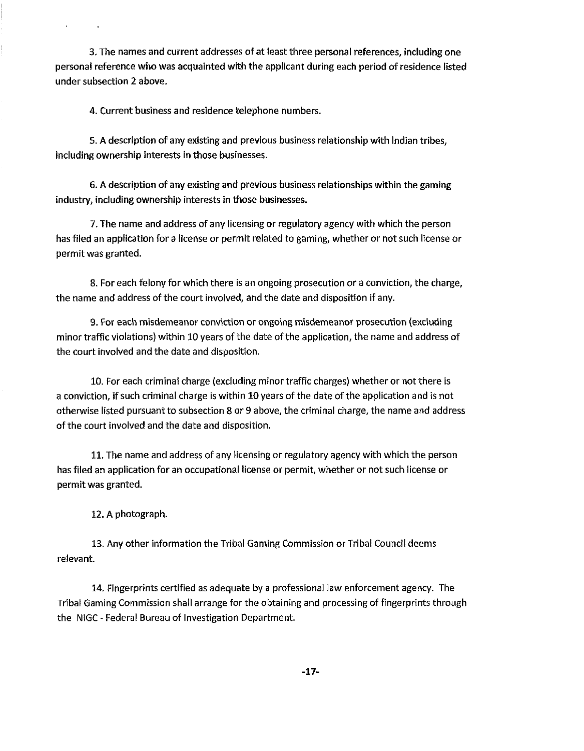3. The names and current addresses of at least three personal references, including one personal reference who was acquainted with the applicant during each period of residence listed under subsection 2 above.

4. Current business and residence telephone numbers.

5. A description of any existing and previous business relationship with Indian tribes, including ownership interests in those businesses.

6. A description of any existing and previous business relationships within the gaming industry, including ownership interests in those businesses.

7. The name and address of any licensing or regulatory agency with which the person has filed an application for a license or permit related to gaming, whether or not such license or permit was granted.

8. For each felony for which there is an ongoing prosecution or a conviction, the charge, the name and address of the court involved, and the date and disposition if any.

9. For each misdemeanor conviction or ongoing misdemeanor prosecution (excluding minor traffic violations) within 10 years of the date of the application, the name and address of the court involved and the date and disposition.

10. For each criminal charge (excluding minor traffic charges) whether or not there is a conviction, if such criminal charge is within 10 years of the date of the application and is not otherwise listed pursuant to subsection 8 or 9 above, the criminal charge, the name and address of the court involved and the date and disposition.

11. The name and address of any licensing or regulatory agency with which the person has filed an application for an occupational license or permit, whether or not such license or permit was granted.

12. A photograph.

13. Any other information the Tribal Gaming Commission or Tribal Council deems relevant.

14. Fingerprints certified as adequate by a professional law enforcement agency. The Tribal Gaming Commission shall arrange for the obtaining and processing of fingerprints through the NIGC - Federal Bureau of Investigation Department.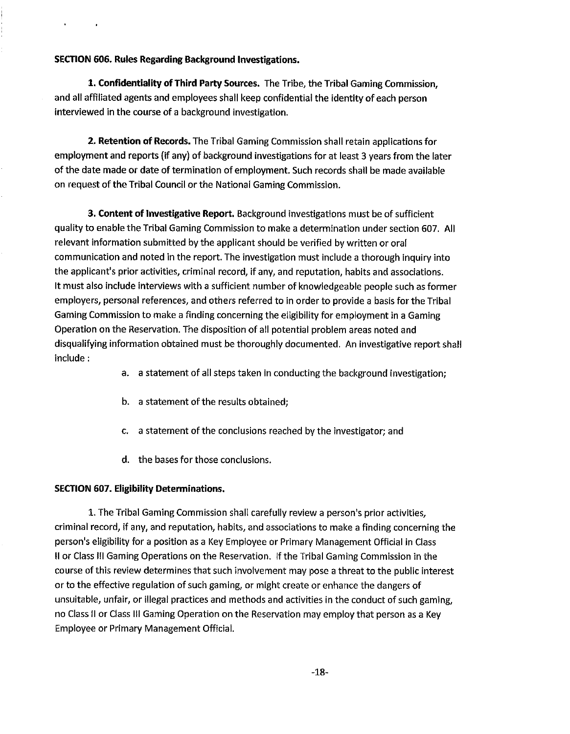**SECTION 606. Rules Regarding Background Investigations.**

**1. Confidentiality of Third Party Sources.** The Tribe, the Tribal Gaming Commission, and all affiliated agents and employees shall keep confidential the identity of each person interviewed in the course of a background investigation.

**2. Retention of Records.** The Tribal Gaming Commission shall retain applications for employment and reports (if any) of background investigations for at least 3 years from the later of the date made or date of termination of employment. Such records shall be made available on request of the Tribal Council or the National Gaming Commission.

**3. Content of Investigative Report.** Background investigations must be of sufficient quality to enable the Tribal Gaming Commission to make a determination under section 607. All relevant information submitted by the applicant should be verified by written or oral communication and noted in the report. The investigation must include a thorough inquiry into the applicant's prior activities, criminal record, if any, and reputation, habits and associations. It must also include interviews with a sufficient number of knowledgeable people such as former employers, personal references, and others referred to in order to provide a basis for the Tribal Gaming Commission to make a finding concerning the eligibility for employment in a Gaming Operation on the Reservation. The disposition of all potential problem areas noted and disqualifying information obtained must be thoroughly documented. An investigative report shall include :

a. a statement of all steps taken in conducting the background investigation;

b. a statement of the results obtained;

c. a statement of the conclusions reached by the investigator; and

d. the bases for those conclusions.

**SECTION 607. Eligibility Determinations.**

1. The Tribal Gaming Commission shall carefully review a person's prior activities, criminal record, if any, and reputation, habits, and associations to make a finding concerning the person's eligibility for a position as a Key Employee or Primary Management Official in Class II or Class III Gaming Operations on the Reservation. If the Tribal Gaming Commission in the course of this review determines that such involvement may pose a threat to the public interest or to the effective regulation of such gaming, or might create or enhance the dangers of unsuitable, unfair, or illegal practices and methods and activities in the conduct of such gaming, no Class II or Class III Gaming Operation on the Reservation may employ that person as a Key Employee or Primary Management Official.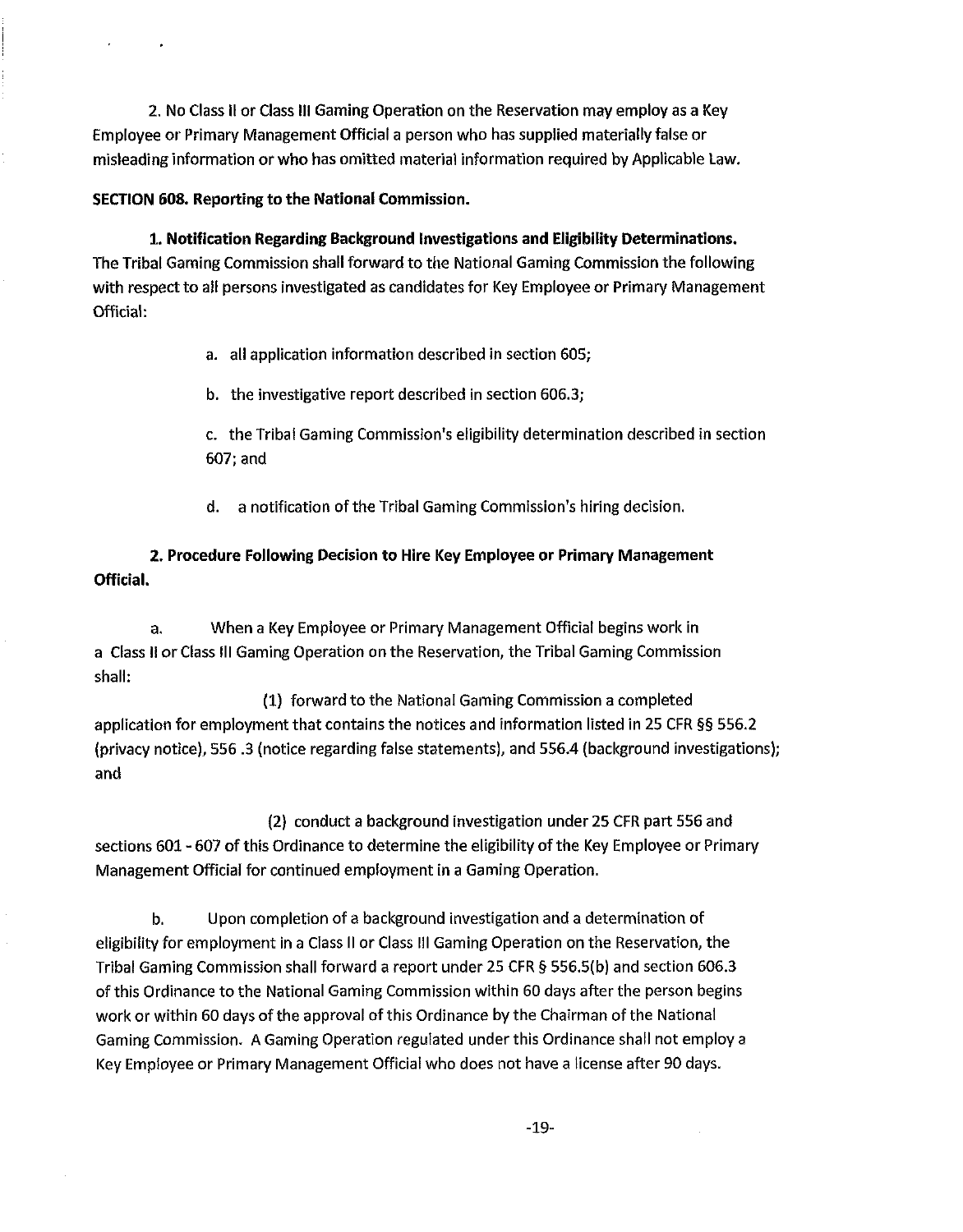2. No Class II or Class III Gaming Operation on the Reservation may employ as a Key Employee or Primary Management Official a person who has supplied materially false or misleading information or who has omitted material information required by Applicable Law.

**SECTION 608. Reporting to the National Commission.**

**1. Notification Regarding Background Investigations and Eligibility Determinations.** The Tribal Gaming Commission shall forward to the National Gaming Commission the following with respect to all persons investigated as candidates for Key Employee or Primary Management Official:

a. all application information described in section 605;

b. the investigative report described in section 606.3;

c. the Tribal Gaming Commission's eligibility determination described in section 607; and

d. a notification of the Tribal Gaming Commission's hiring decision.

**2. Procedure Following Decision to Hire Key Employee or Primary Management Official.**

a. When a Key Employee or Primary Management Official begins work in a Class II or Class III Gaming Operation on the Reservation, the Tribal Gaming Commission shall:

(1) forward to the National Gaming Commission a completed application for employment that contains the notices and information listed in 25 CFR §§ 556.2 (privacy notice), 556 .3 (notice regarding false statements), and 556.4 (background investigations); and

(2) conduct a background investigation under 25 CFR part 556 and sections 601 - 607 of this Ordinance to determine the eligibility of the Key Employee or Primary Management Official for continued employment in a Gaming Operation.

b. Upon completion of a background investigation and a determination of eligibility for employment in a Class II or Class III Gaming Operation on the Reservation, the Tribal Gaming Commission shall forward a report under 25 CFR § 556.5(b) and section 606.3 of this Ordinance to the National Gaming Commission within 60 days after the person begins work or within 60 days of the approval of this Ordinance by the Chairman of the National Gaming Commission. A Gaming Operation regulated under this Ordinance shall not employ a Key Employee or Primary Management Official who does not have a license after 90 days.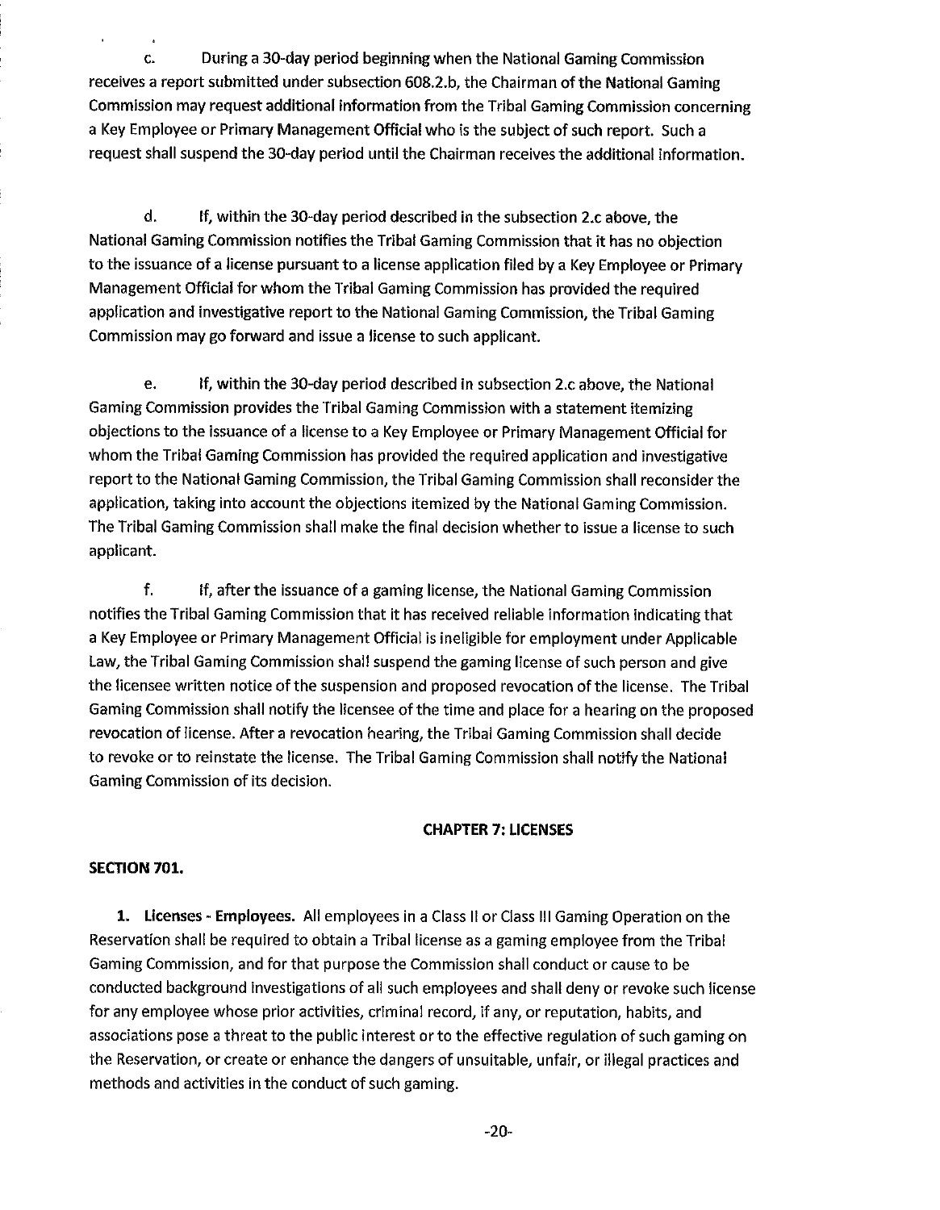c. During a 30-day period beginning when the National Gaming Commission receives a report submitted under subsection 608.2.b, the Chairman of the National Gaming Commission may request additional information from the Tribal Gaming Commission concerning a Key Employee or Primary Management Official who is the subject of such report. Such a request shall suspend the 30-day period until the Chairman receives the additional information.

d. If, within the 30-day period described in the subsection 2.c above, the National Gaming Commission notifies the Tribal Gaming Commission that it has no objection to the issuance of a license pursuant to a license application filed by a Key Employee or Primary Management Official for whom the Tribal Gaming Commission has provided the required application and investigative report to the National Gaming Commission, the Tribal Gaming Commission may go forward and issue a license to such applicant.

e. If, within the 30-day period described in subsection 2.c above, the National Gaming Commission provides the Tribal Gaming Commission with a statement itemizing objections to the issuance of a license to a Key Employee or Primary Management Official for whom the Tribal Gaming Commission has provided the required application and investigative report to the National Gaming Commission, the Tribal Gaming Commission shall reconsider the application, taking into account the objections itemized by the National Gaming Commission. The Tribal Gaming Commission shall make the final decision whether to issue a license to such applicant.

f. If, after the issuance of a gaming license, the National Gaming Commission notifies the Tribal Gaming Commission that it has received reliable information indicating that a Key Employee or Primary Management Official is ineligible for employment under Applicable Law, the Tribal Gaming Commission shall suspend the gaming license of such person and give the licensee written notice of the suspension and proposed revocation of the license. The Tribal Gaming Commission shall notify the licensee of the time and place for a hearing on the proposed revocation of license. After a revocation hearing, the Tribal Gaming Commission shall decide to revoke or to reinstate the license. The Tribal Gaming Commission shall notify the National Gaming Commission of its decision.

## CHAPTER 7: LICENSES

### SECTION 701.

**1. Licenses - Employees.** All employees in a Class II or Class III Gaming Operation on the Reservation shall be required to obtain a Tribal license as a gaming employee from the Tribal Gaming Commission, and for that purpose the Commission shall conduct or cause to be conducted background investigations of all such employees and shall deny or revoke such license for any employee whose prior activities, criminal record, if any, or reputation, habits, and associations pose a threat to the public interest or to the effective regulation of such gaming on the Reservation, or create or enhance the dangers of unsuitable, unfair, or illegal practices and methods and activities in the conduct of such gaming.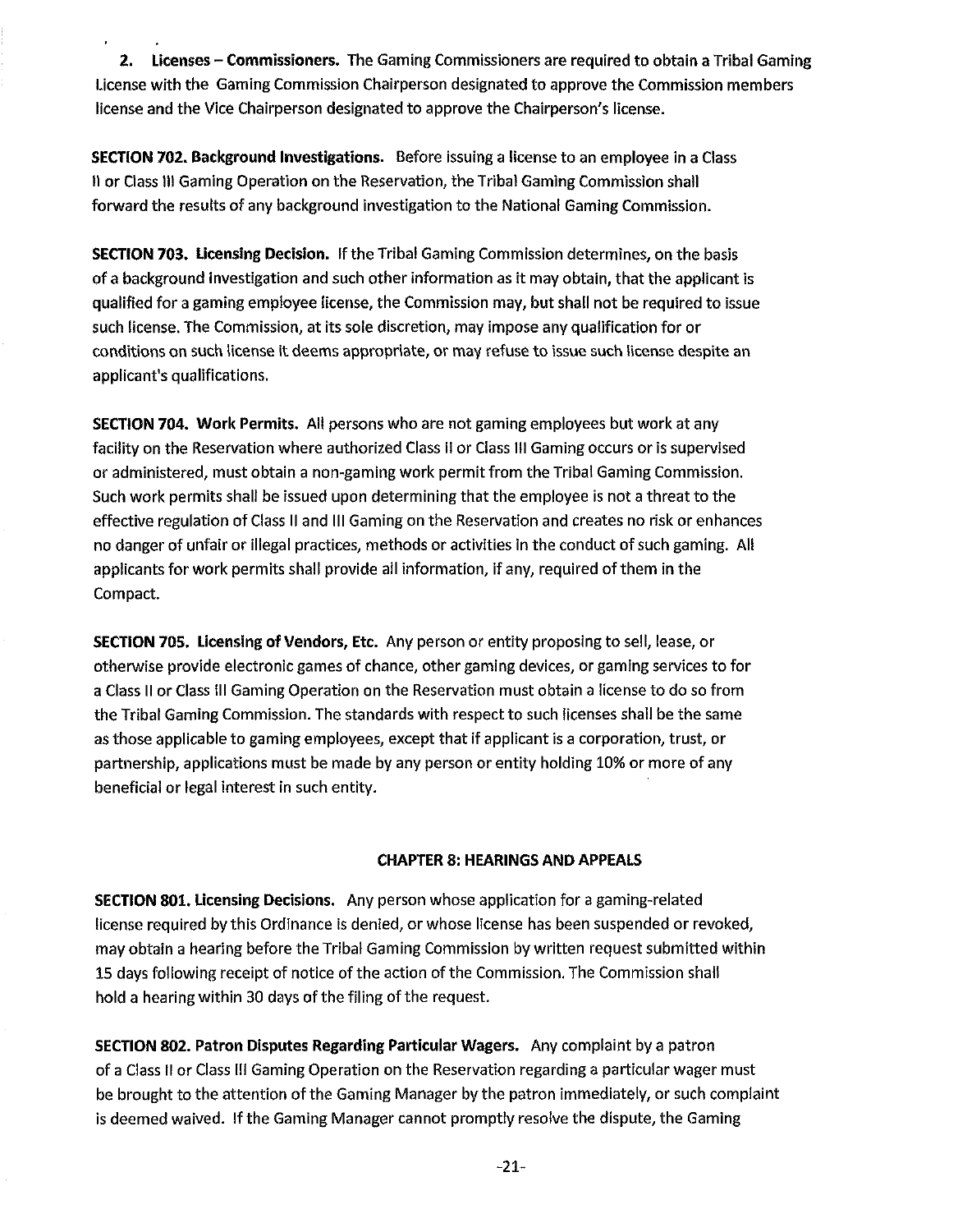**2. Licenses – Commissioners.** The Gaming Commissioners are required to obtain a Tribal Gaming License with the Gaming Commission Chairperson designated to approve the Commission members license and the Vice Chairperson designated to approve the Chairperson's license.

**SECTION 702. Background Investigations.** Before issuing a license to an employee in a Class II or Class III Gaming Operation on the Reservation, the Tribal Gaming Commission shall forward the results of any background investigation to the National Gaming Commission.

**SECTION 703. Licensing Decision.** If the Tribal Gaming Commission determines, on the basis of a background investigation and such other information as it may obtain, that the applicant is qualified for a gaming employee license, the Commission may, but shall not be required to issue such license. The Commission, at its sole discretion, may impose any qualification for or conditions on such license it deems appropriate, or may refuse to issue such license despite an applicant's qualifications.

**SECTION 704. Work Permits.** All persons who are not gaming employees but work at any facility on the Reservation where authorized Class II or Class III Gaming occurs or is supervised or administered, must obtain a non-gaming work permit from the Tribal Gaming Commission. Such work permits shall be issued upon determining that the employee is not a threat to the effective regulation of Class II and III Gaming on the Reservation and creates no risk or enhances no danger of unfair or illegal practices, methods or activities in the conduct of such gaming. All applicants for work permits shall provide all information, if any, required of them in the Compact.

**SECTION 705. Licensing of Vendors, Etc.** Any person or entity proposing to sell, lease, or otherwise provide electronic games of chance, other gaming devices, or gaming services to for a Class II or Class III Gaming Operation on the Reservation must obtain a license to do so from the Tribal Gaming Commission. The standards with respect to such licenses shall be the same as those applicable to gaming employees, except that if applicant is a corporation, trust, or partnership, applications must be made by any person or entity holding 10% or more of any beneficial or legal interest in such entity.

## CHAPTER 8: HEARINGS AND APPEALS

**SECTION 801. Licensing Decisions.** Any person whose application for a gaming-related license required by this Ordinance is denied, or whose license has been suspended or revoked, may obtain a hearing before the Tribal Gaming Commission by written request submitted within 15 days following receipt of notice of the action of the Commission. The Commission shall hold a hearing within 30 days of the filing of the request.

**SECTION 802. Patron Disputes Regarding Particular Wagers.** Any complaint by a patron of a Class II or Class III Gaming Operation on the Reservation regarding a particular wager must be brought to the attention of the Gaming Manager by the patron immediately, or such complaint is deemed waived. If the Gaming Manager cannot promptly resolve the dispute, the Gaming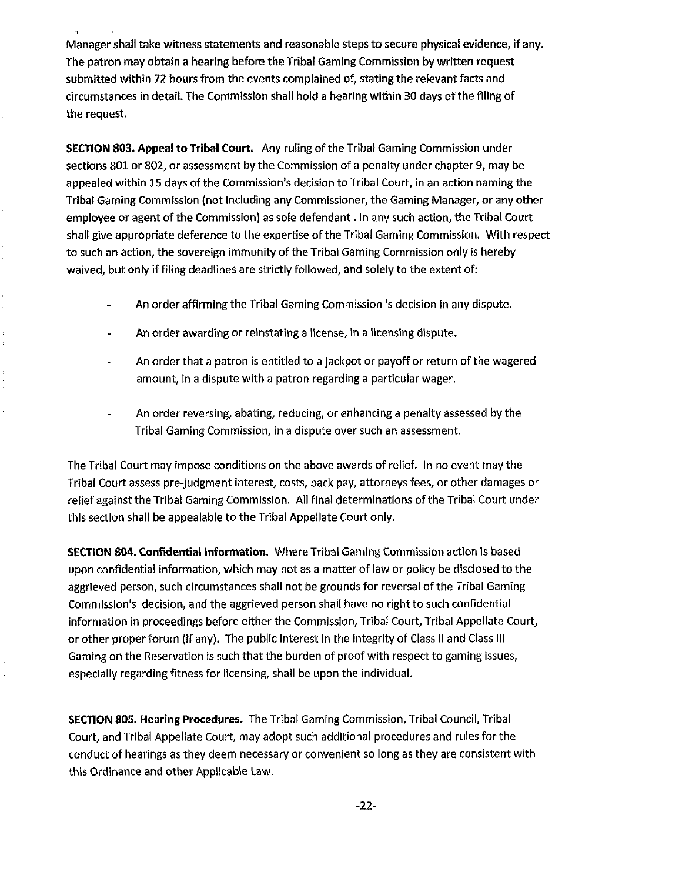Manager shall take witness statements and reasonable steps to secure physical evidence, if any. The patron may obtain a hearing before the Tribal Gaming Commission by written request submitted within 72 hours from the events complained of, stating the relevant facts and circumstances in detail. The Commission shall hold a hearing within 30 days of the filing of the request.

**SECTION 803. Appeal to Tribal Court.** Any ruling of the Tribal Gaming Commission under sections 801 or 802, or assessment by the Commission of a penalty under chapter 9, may be appealed within 15 days of the Commission's decision to Tribal Court, in an action naming the Tribal Gaming Commission (not including any Commissioner, the Gaming Manager, or any other employee or agent of the Commission) as sole defendant . In any such action, the Tribal Court shall give appropriate deference to the expertise of the Tribal Gaming Commission. With respect to such an action, the sovereign immunity of the Tribal Gaming Commission only is hereby waived, but only if filing deadlines are strictly followed, and solely to the extent of:

- An order affirming the Tribal Gaming Commission 's decision in any dispute.
- An order awarding or reinstating a license, in a licensing dispute.
- An order that a patron is entitled to a jackpot or payoff or return of the wagered amount, in a dispute with a patron regarding a particular wager.
- An order reversing, abating, reducing, or enhancing a penalty assessed by the Tribal Gaming Commission, in a dispute over such an assessment.

The Tribal Court may impose conditions on the above awards of relief. In no event may the Tribal Court assess pre-judgment interest, costs, back pay, attorneys fees, or other damages or relief against the Tribal Gaming Commission. All final determinations of the Tribal Court under this section shall be appealable to the Tribal Appellate Court only.

**SECTION 804. Confidential Information.** Where Tribal Gaming Commission action is based upon confidential information, which may not as a matter of law or policy be disclosed to the aggrieved person, such circumstances shall not be grounds for reversal of the Tribal Gaming Commission's decision, and the aggrieved person shall have no right to such confidential information in proceedings before either the Commission, Tribal Court, Tribal Appellate Court, or other proper forum (if any). The public interest in the integrity of Class II and Class III Gaming on the Reservation is such that the burden of proof with respect to gaming issues, especially regarding fitness for licensing, shall be upon the individual.

**SECTION 805. Hearing Procedures.** The Tribal Gaming Commission, Tribal Council, Tribal Court, and Tribal Appellate Court, may adopt such additional procedures and rules for the conduct of hearings as they deem necessary or convenient so long as they are consistent with this Ordinance and other Applicable Law.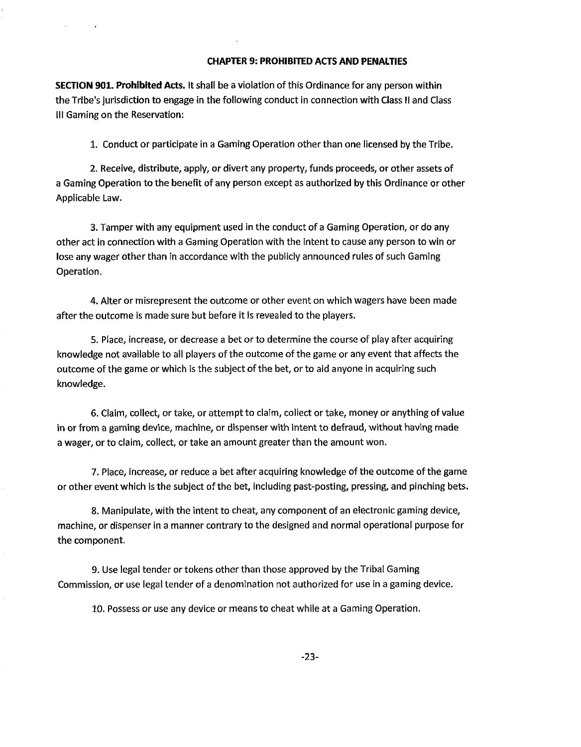## CHAPTER 9: PROHIBITED ACTS AND PENALTIES

**SECTION 901. Prohibited Acts.** It shall be a violation of this Ordinance for any person within the Tribe's jurisdiction to engage in the following conduct in connection with Class II and Class III Gaming on the Reservation:

1. Conduct or participate in a Gaming Operation other than one licensed by the Tribe.

2. Receive, distribute, apply, or divert any property, funds proceeds, or other assets of a Gaming Operation to the benefit of any person except as authorized by this Ordinance or other Applicable Law.

3. Tamper with any equipment used in the conduct of a Gaming Operation, or do any other act in connection with a Gaming Operation with the intent to cause any person to win or lose any wager other than in accordance with the publicly announced rules of such Gaming Operation.

4. Alter or misrepresent the outcome or other event on which wagers have been made after the outcome is made sure but before it is revealed to the players.

5. Place, increase, or decrease a bet or to determine the course of play after acquiring knowledge not available to all players of the outcome of the game or any event that affects the outcome of the game or which is the subject of the bet, or to aid anyone in acquiring such knowledge.

6. Claim, collect, or take, or attempt to claim, collect or take, money or anything of value in or from a gaming device, machine, or dispenser with intent to defraud, without having made a wager, or to claim, collect, or take an amount greater than the amount won.

7. Place, increase, or reduce a bet after acquiring knowledge of the outcome of the game or other event which is the subject of the bet, including past-posting, pressing, and pinching bets.

8. Manipulate, with the intent to cheat, any component of an electronic gaming device, machine, or dispenser in a manner contrary to the designed and normal operational purpose for the component.

9. Use legal tender or tokens other than those approved by the Tribal Gaming Commission, or use legal tender of a denomination not authorized for use in a gaming device.

10. Possess or use any device or means to cheat while at a Gaming Operation.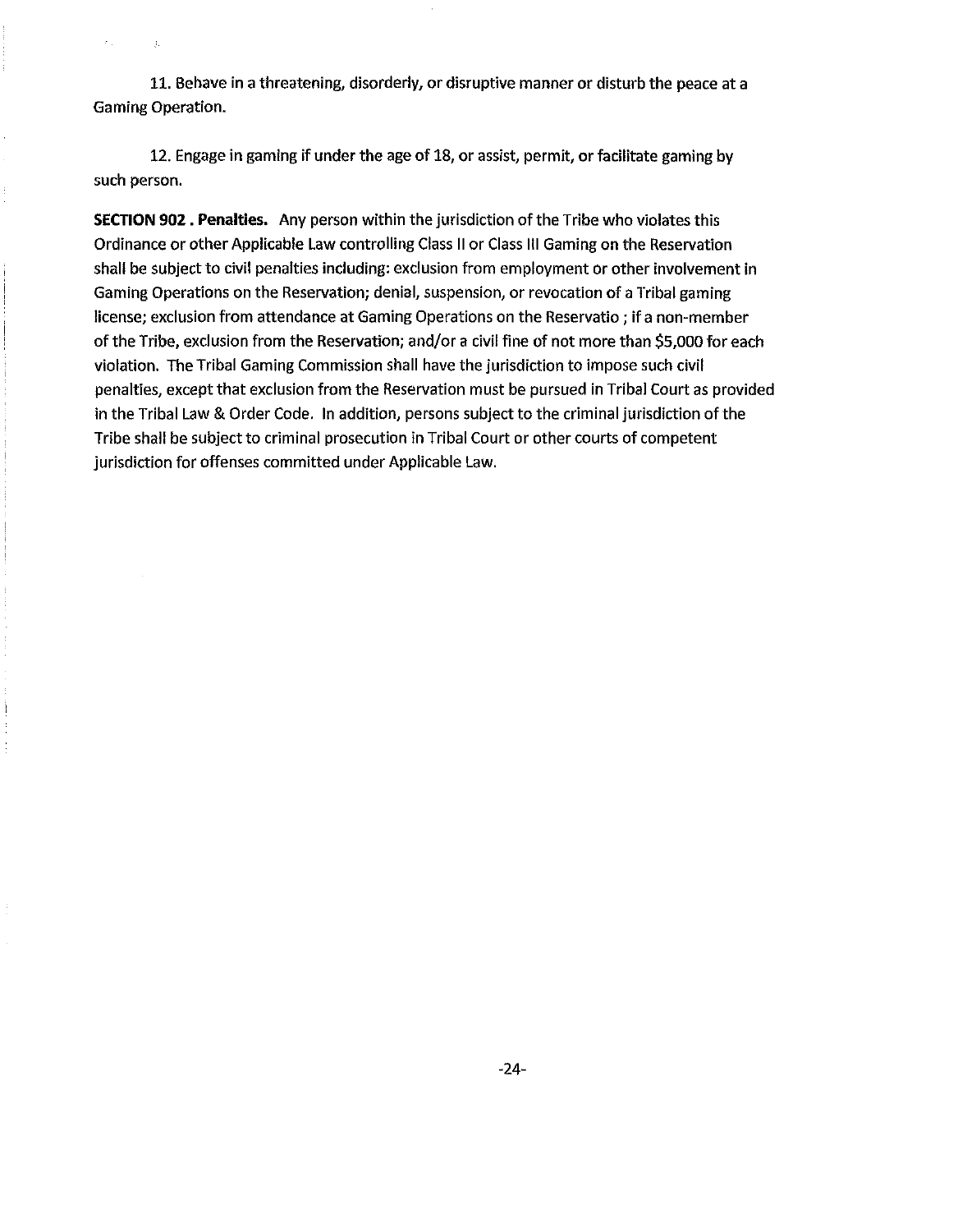11. Behave in a threatening, disorderly, or disruptive manner or disturb the peace at a Gaming Operation.

12. Engage in gaming if under the age of 18, or assist, permit, or facilitate gaming by such person.

**SECTION 902 . Penalties.** Any person within the jurisdiction of the Tribe who violates this Ordinance or other Applicable Law controlling Class II or Class III Gaming on the Reservation shall be subject to civil penalties including: exclusion from employment or other involvement in Gaming Operations on the Reservation; denial, suspension, or revocation of a Tribal gaming license; exclusion from attendance at Gaming Operations on the Reservatio ; if a non-member of the Tribe, exclusion from the Reservation; and/or a civil fine of not more than $5,000 for each violation. The Tribal Gaming Commission shall have the jurisdiction to impose such civil penalties, except that exclusion from the Reservation must be pursued in Tribal Court as provided in the Tribal Law & Order Code. In addition, persons subject to the criminal jurisdiction of the Tribe shall be subject to criminal prosecution in Tribal Court or other courts of competent jurisdiction for offenses committed under Applicable Law.